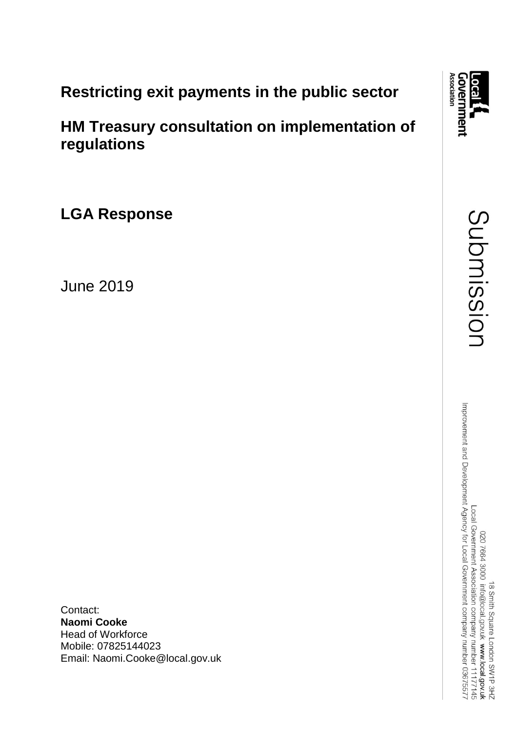# Restricting exit payments in the public sector

## HM Treasury consultation on implementation of regulations

## LGA Response

June 2019

Contact:
**Naomi Cooke**
Head of Workforce
Mobile: 07825144023
Email: Naomi.Cooke@local.gov.uk

Local Government Association

Submission

18 Smith Square London SW1P 3HZ
020 7664 3000 info@local.gov.uk **www.local.gov.uk**
Local Government Association company number 11177145
Improvement and Development Agency for Local Government company number 03675577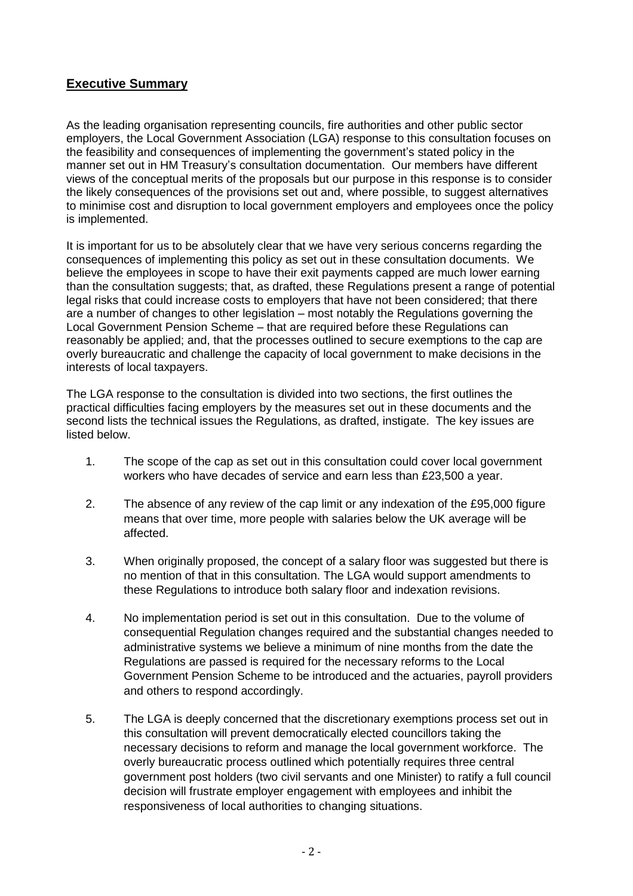## Executive Summary

As the leading organisation representing councils, fire authorities and other public sector employers, the Local Government Association (LGA) response to this consultation focuses on the feasibility and consequences of implementing the government's stated policy in the manner set out in HM Treasury's consultation documentation. Our members have different views of the conceptual merits of the proposals but our purpose in this response is to consider the likely consequences of the provisions set out and, where possible, to suggest alternatives to minimise cost and disruption to local government employers and employees once the policy is implemented.

It is important for us to be absolutely clear that we have very serious concerns regarding the consequences of implementing this policy as set out in these consultation documents. We believe the employees in scope to have their exit payments capped are much lower earning than the consultation suggests; that, as drafted, these Regulations present a range of potential legal risks that could increase costs to employers that have not been considered; that there are a number of changes to other legislation – most notably the Regulations governing the Local Government Pension Scheme – that are required before these Regulations can reasonably be applied; and, that the processes outlined to secure exemptions to the cap are overly bureaucratic and challenge the capacity of local government to make decisions in the interests of local taxpayers.

The LGA response to the consultation is divided into two sections, the first outlines the practical difficulties facing employers by the measures set out in these documents and the second lists the technical issues the Regulations, as drafted, instigate. The key issues are listed below.

1. The scope of the cap as set out in this consultation could cover local government workers who have decades of service and earn less than £23,500 a year.

2. The absence of any review of the cap limit or any indexation of the £95,000 figure means that over time, more people with salaries below the UK average will be affected.

3. When originally proposed, the concept of a salary floor was suggested but there is no mention of that in this consultation. The LGA would support amendments to these Regulations to introduce both salary floor and indexation revisions.

4. No implementation period is set out in this consultation. Due to the volume of consequential Regulation changes required and the substantial changes needed to administrative systems we believe a minimum of nine months from the date the Regulations are passed is required for the necessary reforms to the Local Government Pension Scheme to be introduced and the actuaries, payroll providers and others to respond accordingly.

5. The LGA is deeply concerned that the discretionary exemptions process set out in this consultation will prevent democratically elected councillors taking the necessary decisions to reform and manage the local government workforce. The overly bureaucratic process outlined which potentially requires three central government post holders (two civil servants and one Minister) to ratify a full council decision will frustrate employer engagement with employees and inhibit the responsiveness of local authorities to changing situations.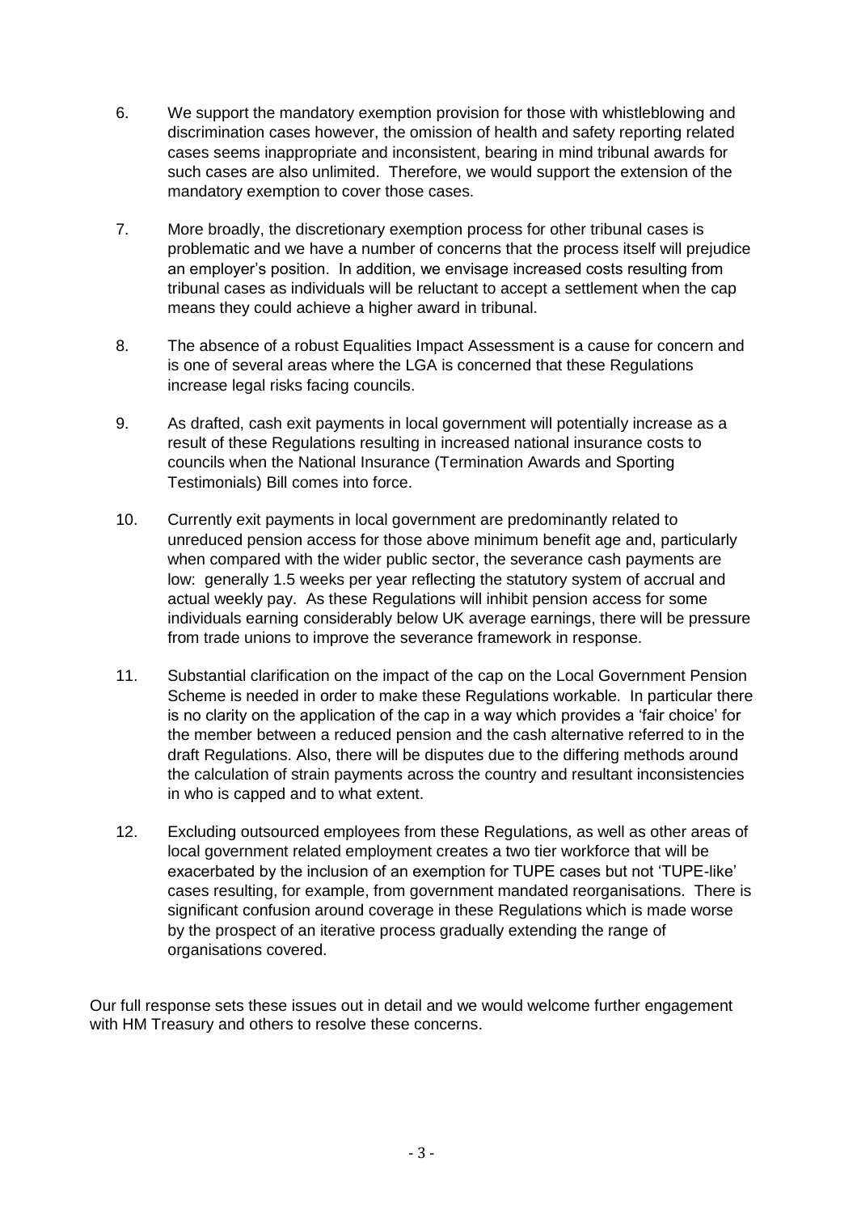6. We support the mandatory exemption provision for those with whistleblowing and discrimination cases however, the omission of health and safety reporting related cases seems inappropriate and inconsistent, bearing in mind tribunal awards for such cases are also unlimited. Therefore, we would support the extension of the mandatory exemption to cover those cases.

7. More broadly, the discretionary exemption process for other tribunal cases is problematic and we have a number of concerns that the process itself will prejudice an employer's position. In addition, we envisage increased costs resulting from tribunal cases as individuals will be reluctant to accept a settlement when the cap means they could achieve a higher award in tribunal.

8. The absence of a robust Equalities Impact Assessment is a cause for concern and is one of several areas where the LGA is concerned that these Regulations increase legal risks facing councils.

9. As drafted, cash exit payments in local government will potentially increase as a result of these Regulations resulting in increased national insurance costs to councils when the National Insurance (Termination Awards and Sporting Testimonials) Bill comes into force.

10. Currently exit payments in local government are predominantly related to unreduced pension access for those above minimum benefit age and, particularly when compared with the wider public sector, the severance cash payments are low: generally 1.5 weeks per year reflecting the statutory system of accrual and actual weekly pay. As these Regulations will inhibit pension access for some individuals earning considerably below UK average earnings, there will be pressure from trade unions to improve the severance framework in response.

11. Substantial clarification on the impact of the cap on the Local Government Pension Scheme is needed in order to make these Regulations workable. In particular there is no clarity on the application of the cap in a way which provides a 'fair choice' for the member between a reduced pension and the cash alternative referred to in the draft Regulations. Also, there will be disputes due to the differing methods around the calculation of strain payments across the country and resultant inconsistencies in who is capped and to what extent.

12. Excluding outsourced employees from these Regulations, as well as other areas of local government related employment creates a two tier workforce that will be exacerbated by the inclusion of an exemption for TUPE cases but not 'TUPE-like' cases resulting, for example, from government mandated reorganisations. There is significant confusion around coverage in these Regulations which is made worse by the prospect of an iterative process gradually extending the range of organisations covered.

Our full response sets these issues out in detail and we would welcome further engagement with HM Treasury and others to resolve these concerns.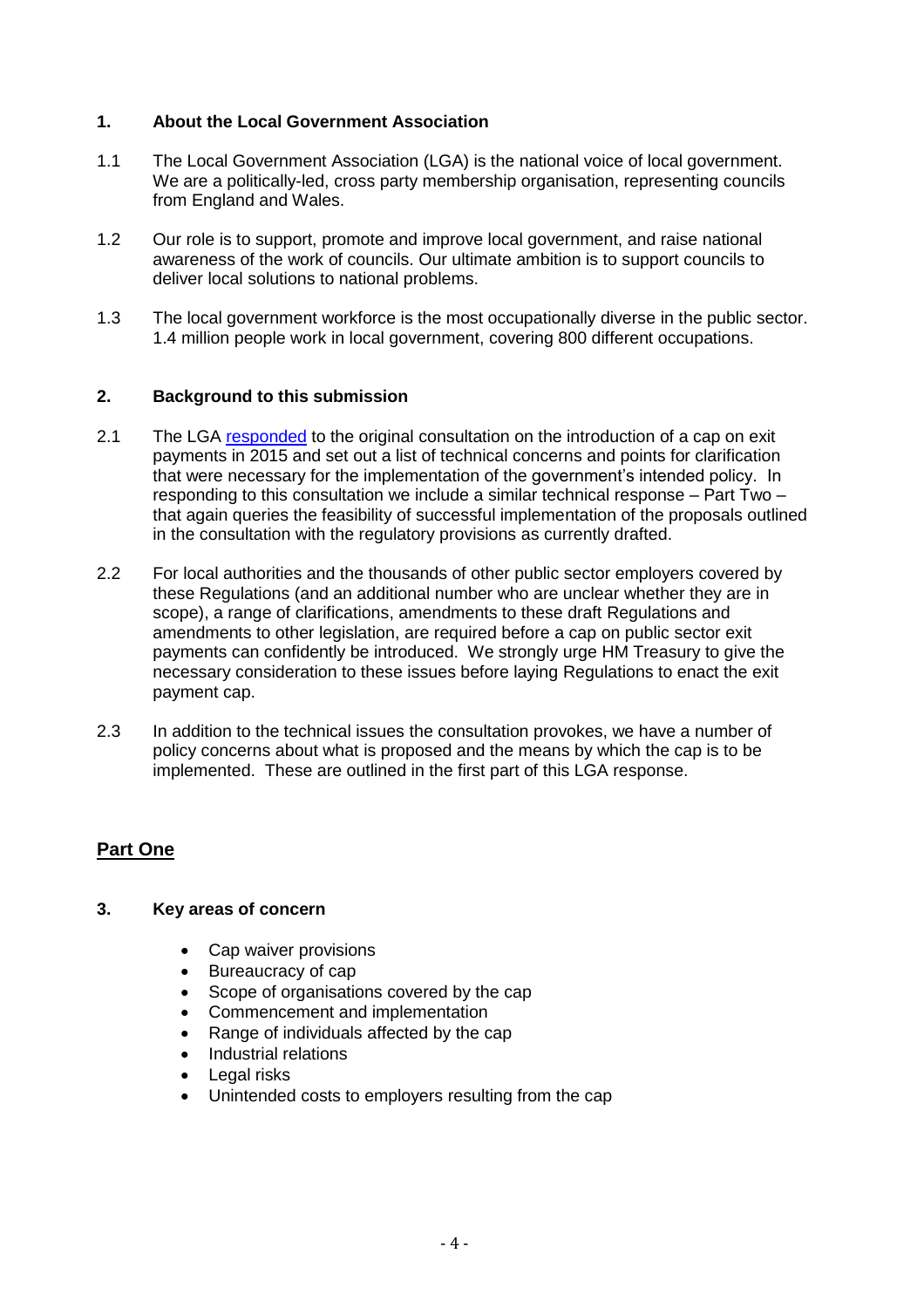## 1. About the Local Government Association

1.1 The Local Government Association (LGA) is the national voice of local government. We are a politically-led, cross party membership organisation, representing councils from England and Wales.

1.2 Our role is to support, promote and improve local government, and raise national awareness of the work of councils. Our ultimate ambition is to support councils to deliver local solutions to national problems.

1.3 The local government workforce is the most occupationally diverse in the public sector. 1.4 million people work in local government, covering 800 different occupations.

## 2. Background to this submission

2.1 The LGA responded to the original consultation on the introduction of a cap on exit payments in 2015 and set out a list of technical concerns and points for clarification that were necessary for the implementation of the government's intended policy. In responding to this consultation we include a similar technical response – Part Two – that again queries the feasibility of successful implementation of the proposals outlined in the consultation with the regulatory provisions as currently drafted.

2.2 For local authorities and the thousands of other public sector employers covered by these Regulations (and an additional number who are unclear whether they are in scope), a range of clarifications, amendments to these draft Regulations and amendments to other legislation, are required before a cap on public sector exit payments can confidently be introduced. We strongly urge HM Treasury to give the necessary consideration to these issues before laying Regulations to enact the exit payment cap.

2.3 In addition to the technical issues the consultation provokes, we have a number of policy concerns about what is proposed and the means by which the cap is to be implemented. These are outlined in the first part of this LGA response.

# Part One

## 3. Key areas of concern

- Cap waiver provisions
- Bureaucracy of cap
- Scope of organisations covered by the cap
- Commencement and implementation
- Range of individuals affected by the cap
- Industrial relations
- Legal risks
- Unintended costs to employers resulting from the cap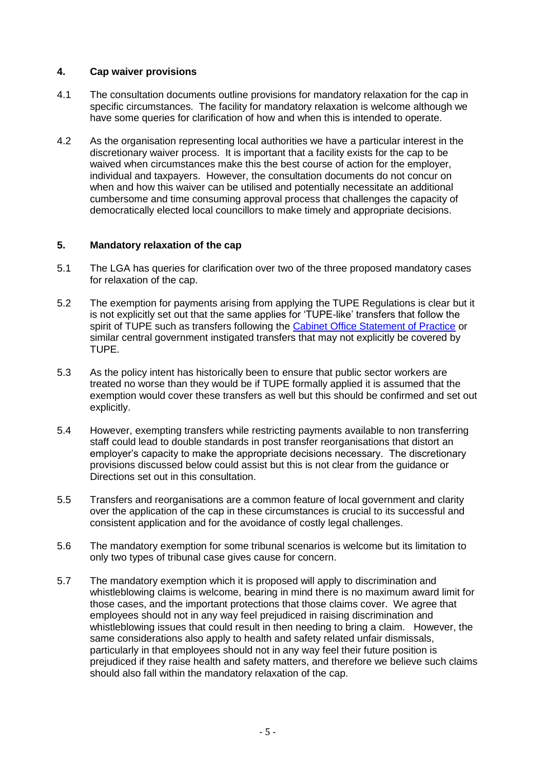## 4. Cap waiver provisions

4.1 The consultation documents outline provisions for mandatory relaxation for the cap in specific circumstances. The facility for mandatory relaxation is welcome although we have some queries for clarification of how and when this is intended to operate.

4.2 As the organisation representing local authorities we have a particular interest in the discretionary waiver process. It is important that a facility exists for the cap to be waived when circumstances make this the best course of action for the employer, individual and taxpayers. However, the consultation documents do not concur on when and how this waiver can be utilised and potentially necessitate an additional cumbersome and time consuming approval process that challenges the capacity of democratically elected local councillors to make timely and appropriate decisions.

## 5. Mandatory relaxation of the cap

5.1 The LGA has queries for clarification over two of the three proposed mandatory cases for relaxation of the cap.

5.2 The exemption for payments arising from applying the TUPE Regulations is clear but it is not explicitly set out that the same applies for 'TUPE-like' transfers that follow the spirit of TUPE such as transfers following the Cabinet Office Statement of Practice or similar central government instigated transfers that may not explicitly be covered by TUPE.

5.3 As the policy intent has historically been to ensure that public sector workers are treated no worse than they would be if TUPE formally applied it is assumed that the exemption would cover these transfers as well but this should be confirmed and set out explicitly.

5.4 However, exempting transfers while restricting payments available to non transferring staff could lead to double standards in post transfer reorganisations that distort an employer's capacity to make the appropriate decisions necessary. The discretionary provisions discussed below could assist but this is not clear from the guidance or Directions set out in this consultation.

5.5 Transfers and reorganisations are a common feature of local government and clarity over the application of the cap in these circumstances is crucial to its successful and consistent application and for the avoidance of costly legal challenges.

5.6 The mandatory exemption for some tribunal scenarios is welcome but its limitation to only two types of tribunal case gives cause for concern.

5.7 The mandatory exemption which it is proposed will apply to discrimination and whistleblowing claims is welcome, bearing in mind there is no maximum award limit for those cases, and the important protections that those claims cover. We agree that employees should not in any way feel prejudiced in raising discrimination and whistleblowing issues that could result in then needing to bring a claim. However, the same considerations also apply to health and safety related unfair dismissals, particularly in that employees should not in any way feel their future position is prejudiced if they raise health and safety matters, and therefore we believe such claims should also fall within the mandatory relaxation of the cap.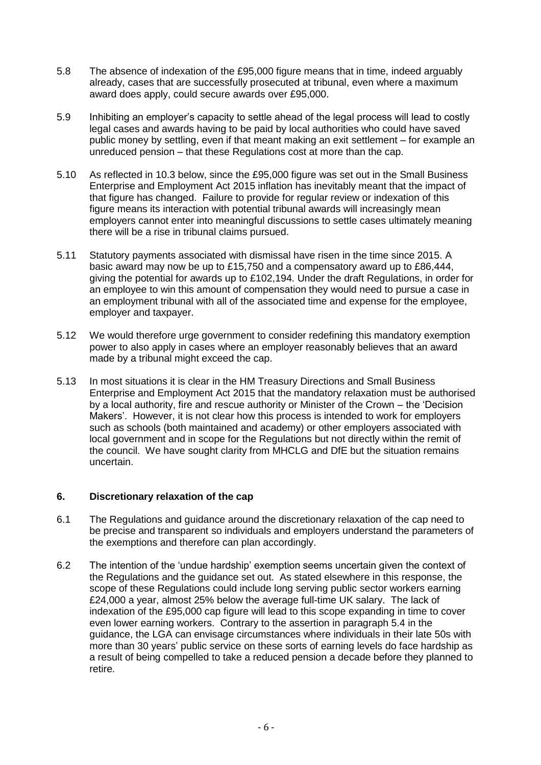5.8 The absence of indexation of the £95,000 figure means that in time, indeed arguably already, cases that are successfully prosecuted at tribunal, even where a maximum award does apply, could secure awards over £95,000.

5.9 Inhibiting an employer's capacity to settle ahead of the legal process will lead to costly legal cases and awards having to be paid by local authorities who could have saved public money by settling, even if that meant making an exit settlement – for example an unreduced pension – that these Regulations cost at more than the cap.

5.10 As reflected in 10.3 below, since the £95,000 figure was set out in the Small Business Enterprise and Employment Act 2015 inflation has inevitably meant that the impact of that figure has changed. Failure to provide for regular review or indexation of this figure means its interaction with potential tribunal awards will increasingly mean employers cannot enter into meaningful discussions to settle cases ultimately meaning there will be a rise in tribunal claims pursued.

5.11 Statutory payments associated with dismissal have risen in the time since 2015. A basic award may now be up to £15,750 and a compensatory award up to £86,444, giving the potential for awards up to £102,194. Under the draft Regulations, in order for an employee to win this amount of compensation they would need to pursue a case in an employment tribunal with all of the associated time and expense for the employee, employer and taxpayer.

5.12 We would therefore urge government to consider redefining this mandatory exemption power to also apply in cases where an employer reasonably believes that an award made by a tribunal might exceed the cap.

5.13 In most situations it is clear in the HM Treasury Directions and Small Business Enterprise and Employment Act 2015 that the mandatory relaxation must be authorised by a local authority, fire and rescue authority or Minister of the Crown – the 'Decision Makers'. However, it is not clear how this process is intended to work for employers such as schools (both maintained and academy) or other employers associated with local government and in scope for the Regulations but not directly within the remit of the council. We have sought clarity from MHCLG and DfE but the situation remains uncertain.

## 6. Discretionary relaxation of the cap

6.1 The Regulations and guidance around the discretionary relaxation of the cap need to be precise and transparent so individuals and employers understand the parameters of the exemptions and therefore can plan accordingly.

6.2 The intention of the 'undue hardship' exemption seems uncertain given the context of the Regulations and the guidance set out. As stated elsewhere in this response, the scope of these Regulations could include long serving public sector workers earning £24,000 a year, almost 25% below the average full-time UK salary. The lack of indexation of the £95,000 cap figure will lead to this scope expanding in time to cover even lower earning workers. Contrary to the assertion in paragraph 5.4 in the guidance, the LGA can envisage circumstances where individuals in their late 50s with more than 30 years' public service on these sorts of earning levels do face hardship as a result of being compelled to take a reduced pension a decade before they planned to retire.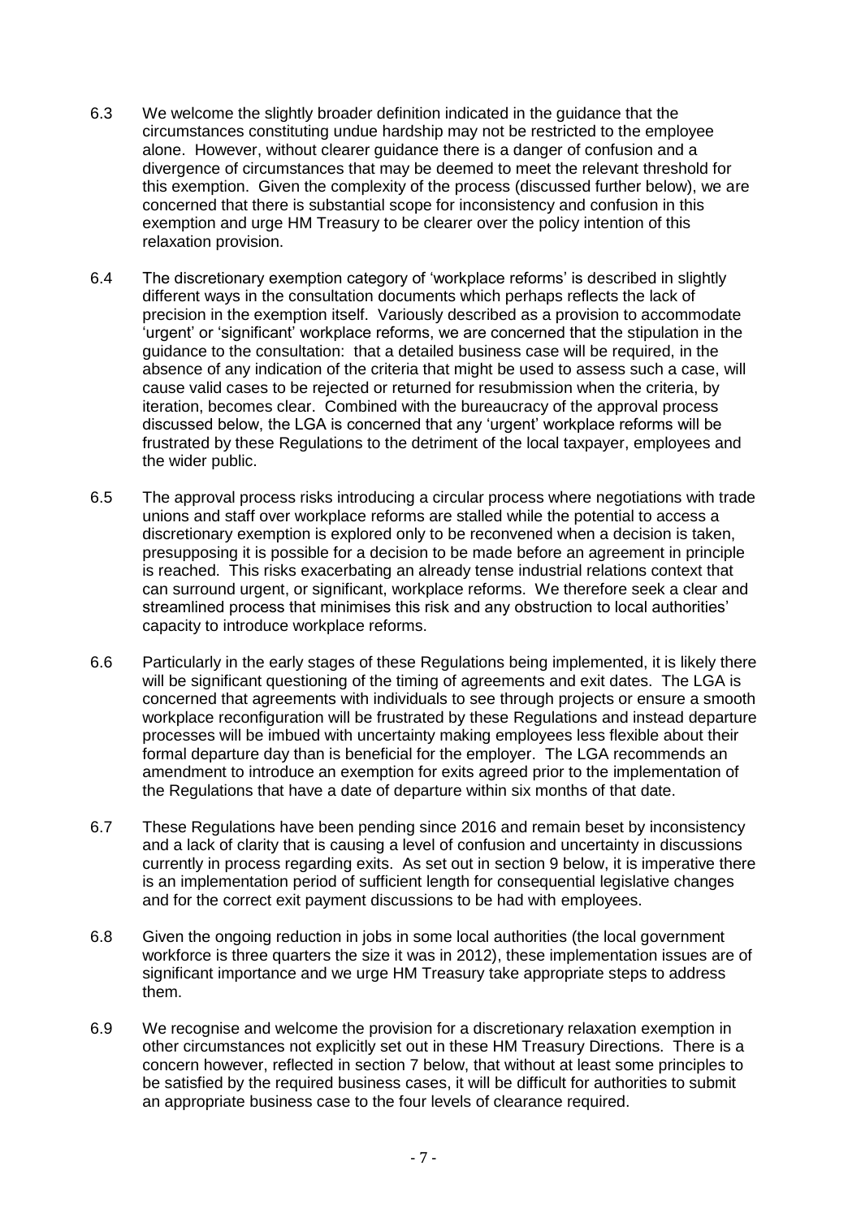6.3 We welcome the slightly broader definition indicated in the guidance that the circumstances constituting undue hardship may not be restricted to the employee alone. However, without clearer guidance there is a danger of confusion and a divergence of circumstances that may be deemed to meet the relevant threshold for this exemption. Given the complexity of the process (discussed further below), we are concerned that there is substantial scope for inconsistency and confusion in this exemption and urge HM Treasury to be clearer over the policy intention of this relaxation provision.

6.4 The discretionary exemption category of 'workplace reforms' is described in slightly different ways in the consultation documents which perhaps reflects the lack of precision in the exemption itself. Variously described as a provision to accommodate 'urgent' or 'significant' workplace reforms, we are concerned that the stipulation in the guidance to the consultation: that a detailed business case will be required, in the absence of any indication of the criteria that might be used to assess such a case, will cause valid cases to be rejected or returned for resubmission when the criteria, by iteration, becomes clear. Combined with the bureaucracy of the approval process discussed below, the LGA is concerned that any 'urgent' workplace reforms will be frustrated by these Regulations to the detriment of the local taxpayer, employees and the wider public.

6.5 The approval process risks introducing a circular process where negotiations with trade unions and staff over workplace reforms are stalled while the potential to access a discretionary exemption is explored only to be reconvened when a decision is taken, presupposing it is possible for a decision to be made before an agreement in principle is reached. This risks exacerbating an already tense industrial relations context that can surround urgent, or significant, workplace reforms. We therefore seek a clear and streamlined process that minimises this risk and any obstruction to local authorities' capacity to introduce workplace reforms.

6.6 Particularly in the early stages of these Regulations being implemented, it is likely there will be significant questioning of the timing of agreements and exit dates. The LGA is concerned that agreements with individuals to see through projects or ensure a smooth workplace reconfiguration will be frustrated by these Regulations and instead departure processes will be imbued with uncertainty making employees less flexible about their formal departure day than is beneficial for the employer. The LGA recommends an amendment to introduce an exemption for exits agreed prior to the implementation of the Regulations that have a date of departure within six months of that date.

6.7 These Regulations have been pending since 2016 and remain beset by inconsistency and a lack of clarity that is causing a level of confusion and uncertainty in discussions currently in process regarding exits. As set out in section 9 below, it is imperative there is an implementation period of sufficient length for consequential legislative changes and for the correct exit payment discussions to be had with employees.

6.8 Given the ongoing reduction in jobs in some local authorities (the local government workforce is three quarters the size it was in 2012), these implementation issues are of significant importance and we urge HM Treasury take appropriate steps to address them.

6.9 We recognise and welcome the provision for a discretionary relaxation exemption in other circumstances not explicitly set out in these HM Treasury Directions. There is a concern however, reflected in section 7 below, that without at least some principles to be satisfied by the required business cases, it will be difficult for authorities to submit an appropriate business case to the four levels of clearance required.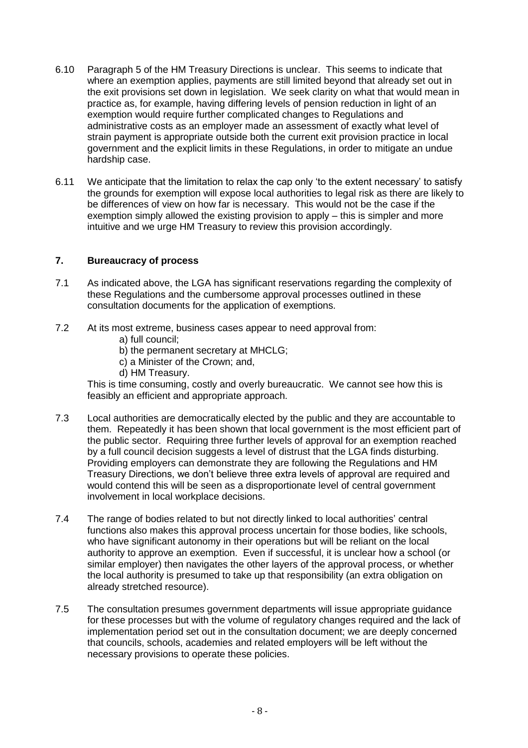6.10 Paragraph 5 of the HM Treasury Directions is unclear. This seems to indicate that where an exemption applies, payments are still limited beyond that already set out in the exit provisions set down in legislation. We seek clarity on what that would mean in practice as, for example, having differing levels of pension reduction in light of an exemption would require further complicated changes to Regulations and administrative costs as an employer made an assessment of exactly what level of strain payment is appropriate outside both the current exit provision practice in local government and the explicit limits in these Regulations, in order to mitigate an undue hardship case.

6.11 We anticipate that the limitation to relax the cap only 'to the extent necessary' to satisfy the grounds for exemption will expose local authorities to legal risk as there are likely to be differences of view on how far is necessary. This would not be the case if the exemption simply allowed the existing provision to apply – this is simpler and more intuitive and we urge HM Treasury to review this provision accordingly.

## 7. Bureaucracy of process

7.1 As indicated above, the LGA has significant reservations regarding the complexity of these Regulations and the cumbersome approval processes outlined in these consultation documents for the application of exemptions.

7.2 At its most extreme, business cases appear to need approval from:

a) full council;
b) the permanent secretary at MHCLG;
c) a Minister of the Crown; and,
d) HM Treasury.

This is time consuming, costly and overly bureaucratic. We cannot see how this is feasibly an efficient and appropriate approach.

7.3 Local authorities are democratically elected by the public and they are accountable to them. Repeatedly it has been shown that local government is the most efficient part of the public sector. Requiring three further levels of approval for an exemption reached by a full council decision suggests a level of distrust that the LGA finds disturbing. Providing employers can demonstrate they are following the Regulations and HM Treasury Directions, we don't believe three extra levels of approval are required and would contend this will be seen as a disproportionate level of central government involvement in local workplace decisions.

7.4 The range of bodies related to but not directly linked to local authorities' central functions also makes this approval process uncertain for those bodies, like schools, who have significant autonomy in their operations but will be reliant on the local authority to approve an exemption. Even if successful, it is unclear how a school (or similar employer) then navigates the other layers of the approval process, or whether the local authority is presumed to take up that responsibility (an extra obligation on already stretched resource).

7.5 The consultation presumes government departments will issue appropriate guidance for these processes but with the volume of regulatory changes required and the lack of implementation period set out in the consultation document; we are deeply concerned that councils, schools, academies and related employers will be left without the necessary provisions to operate these policies.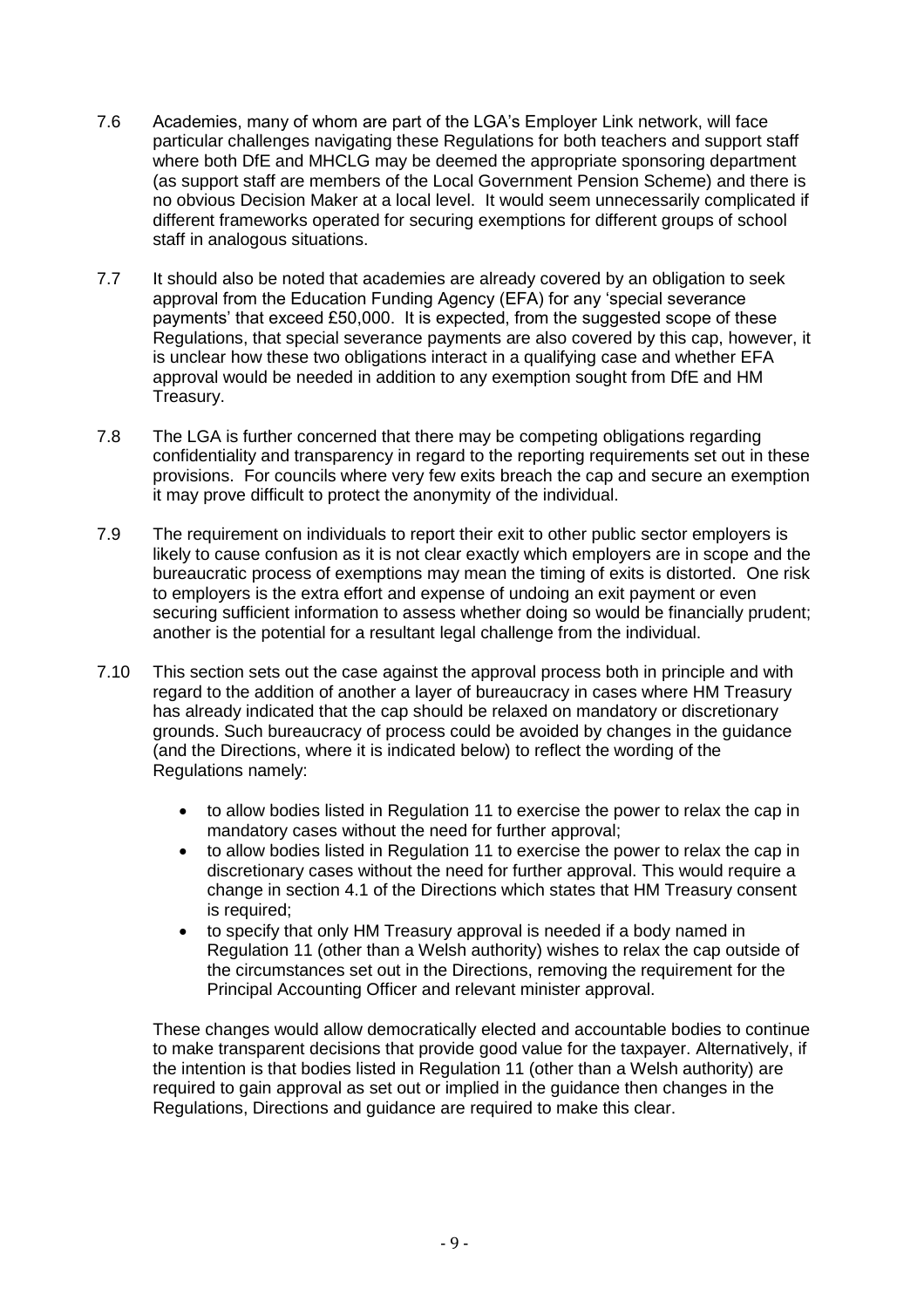7.6 Academies, many of whom are part of the LGA's Employer Link network, will face particular challenges navigating these Regulations for both teachers and support staff where both DfE and MHCLG may be deemed the appropriate sponsoring department (as support staff are members of the Local Government Pension Scheme) and there is no obvious Decision Maker at a local level. It would seem unnecessarily complicated if different frameworks operated for securing exemptions for different groups of school staff in analogous situations.

7.7 It should also be noted that academies are already covered by an obligation to seek approval from the Education Funding Agency (EFA) for any 'special severance payments' that exceed £50,000. It is expected, from the suggested scope of these Regulations, that special severance payments are also covered by this cap, however, it is unclear how these two obligations interact in a qualifying case and whether EFA approval would be needed in addition to any exemption sought from DfE and HM Treasury.

7.8 The LGA is further concerned that there may be competing obligations regarding confidentiality and transparency in regard to the reporting requirements set out in these provisions. For councils where very few exits breach the cap and secure an exemption it may prove difficult to protect the anonymity of the individual.

7.9 The requirement on individuals to report their exit to other public sector employers is likely to cause confusion as it is not clear exactly which employers are in scope and the bureaucratic process of exemptions may mean the timing of exits is distorted. One risk to employers is the extra effort and expense of undoing an exit payment or even securing sufficient information to assess whether doing so would be financially prudent; another is the potential for a resultant legal challenge from the individual.

7.10 This section sets out the case against the approval process both in principle and with regard to the addition of another a layer of bureaucracy in cases where HM Treasury has already indicated that the cap should be relaxed on mandatory or discretionary grounds. Such bureaucracy of process could be avoided by changes in the guidance (and the Directions, where it is indicated below) to reflect the wording of the Regulations namely:

- to allow bodies listed in Regulation 11 to exercise the power to relax the cap in mandatory cases without the need for further approval;
- to allow bodies listed in Regulation 11 to exercise the power to relax the cap in discretionary cases without the need for further approval. This would require a change in section 4.1 of the Directions which states that HM Treasury consent is required;
- to specify that only HM Treasury approval is needed if a body named in Regulation 11 (other than a Welsh authority) wishes to relax the cap outside of the circumstances set out in the Directions, removing the requirement for the Principal Accounting Officer and relevant minister approval.

These changes would allow democratically elected and accountable bodies to continue to make transparent decisions that provide good value for the taxpayer. Alternatively, if the intention is that bodies listed in Regulation 11 (other than a Welsh authority) are required to gain approval as set out or implied in the guidance then changes in the Regulations, Directions and guidance are required to make this clear.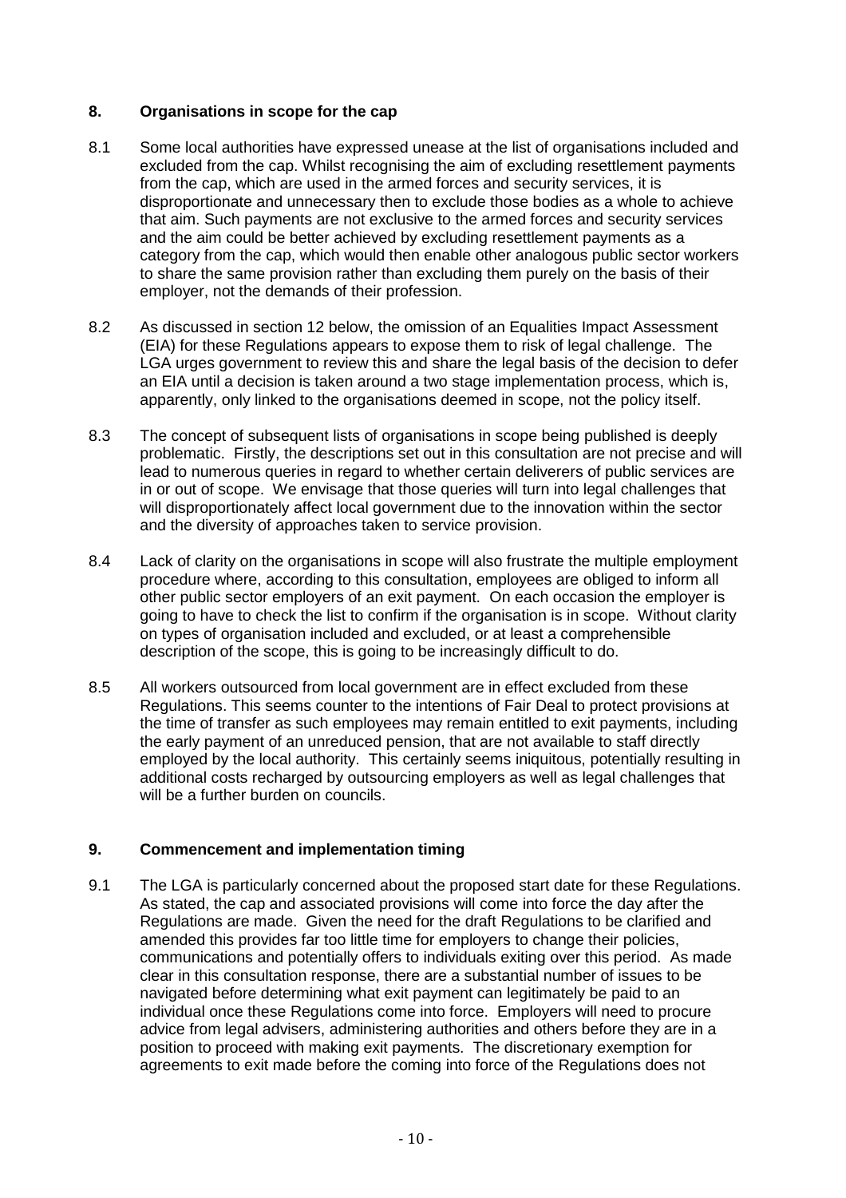## 8. Organisations in scope for the cap

8.1 Some local authorities have expressed unease at the list of organisations included and excluded from the cap. Whilst recognising the aim of excluding resettlement payments from the cap, which are used in the armed forces and security services, it is disproportionate and unnecessary then to exclude those bodies as a whole to achieve that aim. Such payments are not exclusive to the armed forces and security services and the aim could be better achieved by excluding resettlement payments as a category from the cap, which would then enable other analogous public sector workers to share the same provision rather than excluding them purely on the basis of their employer, not the demands of their profession.

8.2 As discussed in section 12 below, the omission of an Equalities Impact Assessment (EIA) for these Regulations appears to expose them to risk of legal challenge. The LGA urges government to review this and share the legal basis of the decision to defer an EIA until a decision is taken around a two stage implementation process, which is, apparently, only linked to the organisations deemed in scope, not the policy itself.

8.3 The concept of subsequent lists of organisations in scope being published is deeply problematic. Firstly, the descriptions set out in this consultation are not precise and will lead to numerous queries in regard to whether certain deliverers of public services are in or out of scope. We envisage that those queries will turn into legal challenges that will disproportionately affect local government due to the innovation within the sector and the diversity of approaches taken to service provision.

8.4 Lack of clarity on the organisations in scope will also frustrate the multiple employment procedure where, according to this consultation, employees are obliged to inform all other public sector employers of an exit payment. On each occasion the employer is going to have to check the list to confirm if the organisation is in scope. Without clarity on types of organisation included and excluded, or at least a comprehensible description of the scope, this is going to be increasingly difficult to do.

8.5 All workers outsourced from local government are in effect excluded from these Regulations. This seems counter to the intentions of Fair Deal to protect provisions at the time of transfer as such employees may remain entitled to exit payments, including the early payment of an unreduced pension, that are not available to staff directly employed by the local authority. This certainly seems iniquitous, potentially resulting in additional costs recharged by outsourcing employers as well as legal challenges that will be a further burden on councils.

## 9. Commencement and implementation timing

9.1 The LGA is particularly concerned about the proposed start date for these Regulations. As stated, the cap and associated provisions will come into force the day after the Regulations are made. Given the need for the draft Regulations to be clarified and amended this provides far too little time for employers to change their policies, communications and potentially offers to individuals exiting over this period. As made clear in this consultation response, there are a substantial number of issues to be navigated before determining what exit payment can legitimately be paid to an individual once these Regulations come into force. Employers will need to procure advice from legal advisers, administering authorities and others before they are in a position to proceed with making exit payments. The discretionary exemption for agreements to exit made before the coming into force of the Regulations does not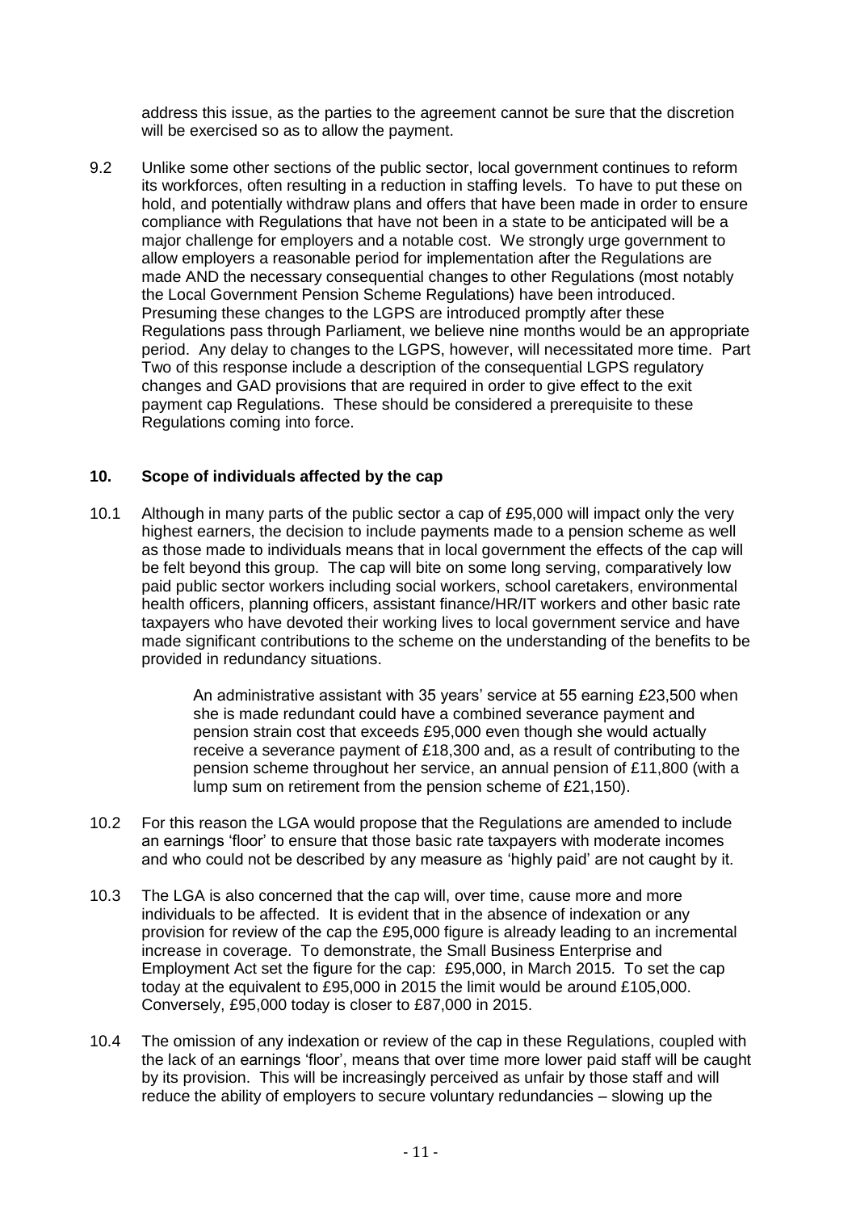address this issue, as the parties to the agreement cannot be sure that the discretion will be exercised so as to allow the payment.

9.2 Unlike some other sections of the public sector, local government continues to reform its workforces, often resulting in a reduction in staffing levels. To have to put these on hold, and potentially withdraw plans and offers that have been made in order to ensure compliance with Regulations that have not been in a state to be anticipated will be a major challenge for employers and a notable cost. We strongly urge government to allow employers a reasonable period for implementation after the Regulations are made AND the necessary consequential changes to other Regulations (most notably the Local Government Pension Scheme Regulations) have been introduced. Presuming these changes to the LGPS are introduced promptly after these Regulations pass through Parliament, we believe nine months would be an appropriate period. Any delay to changes to the LGPS, however, will necessitated more time. Part Two of this response include a description of the consequential LGPS regulatory changes and GAD provisions that are required in order to give effect to the exit payment cap Regulations. These should be considered a prerequisite to these Regulations coming into force.

## 10. Scope of individuals affected by the cap

10.1 Although in many parts of the public sector a cap of £95,000 will impact only the very highest earners, the decision to include payments made to a pension scheme as well as those made to individuals means that in local government the effects of the cap will be felt beyond this group. The cap will bite on some long serving, comparatively low paid public sector workers including social workers, school caretakers, environmental health officers, planning officers, assistant finance/HR/IT workers and other basic rate taxpayers who have devoted their working lives to local government service and have made significant contributions to the scheme on the understanding of the benefits to be provided in redundancy situations.

> An administrative assistant with 35 years' service at 55 earning £23,500 when she is made redundant could have a combined severance payment and pension strain cost that exceeds £95,000 even though she would actually receive a severance payment of £18,300 and, as a result of contributing to the pension scheme throughout her service, an annual pension of £11,800 (with a lump sum on retirement from the pension scheme of £21,150).

10.2 For this reason the LGA would propose that the Regulations are amended to include an earnings 'floor' to ensure that those basic rate taxpayers with moderate incomes and who could not be described by any measure as 'highly paid' are not caught by it.

10.3 The LGA is also concerned that the cap will, over time, cause more and more individuals to be affected. It is evident that in the absence of indexation or any provision for review of the cap the £95,000 figure is already leading to an incremental increase in coverage. To demonstrate, the Small Business Enterprise and Employment Act set the figure for the cap: £95,000, in March 2015. To set the cap today at the equivalent to £95,000 in 2015 the limit would be around £105,000. Conversely, £95,000 today is closer to £87,000 in 2015.

10.4 The omission of any indexation or review of the cap in these Regulations, coupled with the lack of an earnings 'floor', means that over time more lower paid staff will be caught by its provision. This will be increasingly perceived as unfair by those staff and will reduce the ability of employers to secure voluntary redundancies – slowing up the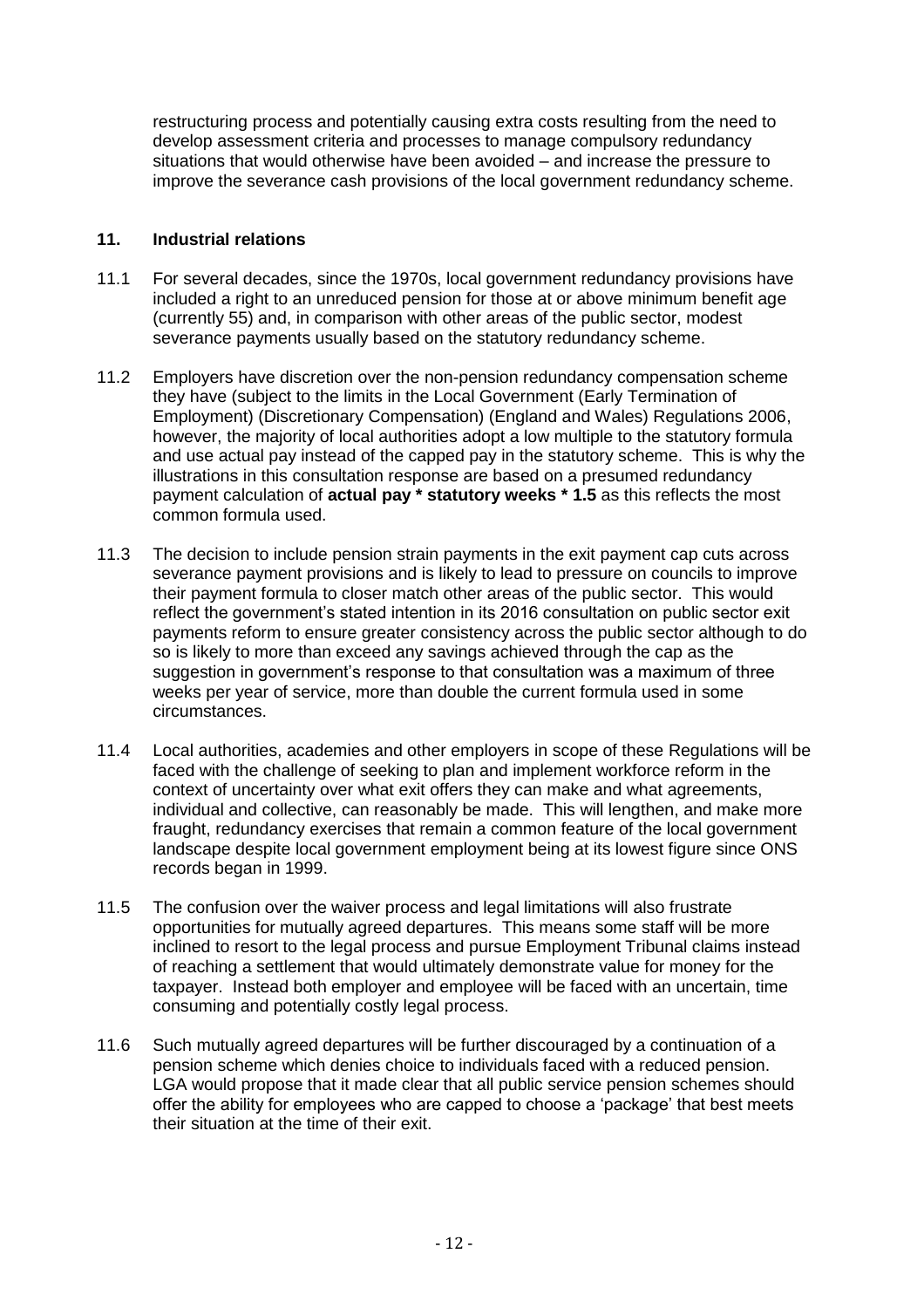restructuring process and potentially causing extra costs resulting from the need to develop assessment criteria and processes to manage compulsory redundancy situations that would otherwise have been avoided – and increase the pressure to improve the severance cash provisions of the local government redundancy scheme.

## 11. Industrial relations

11.1 For several decades, since the 1970s, local government redundancy provisions have included a right to an unreduced pension for those at or above minimum benefit age (currently 55) and, in comparison with other areas of the public sector, modest severance payments usually based on the statutory redundancy scheme.

11.2 Employers have discretion over the non-pension redundancy compensation scheme they have (subject to the limits in the Local Government (Early Termination of Employment) (Discretionary Compensation) (England and Wales) Regulations 2006, however, the majority of local authorities adopt a low multiple to the statutory formula and use actual pay instead of the capped pay in the statutory scheme. This is why the illustrations in this consultation response are based on a presumed redundancy payment calculation of **actual pay * statutory weeks * 1.5** as this reflects the most common formula used.

11.3 The decision to include pension strain payments in the exit payment cap cuts across severance payment provisions and is likely to lead to pressure on councils to improve their payment formula to closer match other areas of the public sector. This would reflect the government's stated intention in its 2016 consultation on public sector exit payments reform to ensure greater consistency across the public sector although to do so is likely to more than exceed any savings achieved through the cap as the suggestion in government's response to that consultation was a maximum of three weeks per year of service, more than double the current formula used in some circumstances.

11.4 Local authorities, academies and other employers in scope of these Regulations will be faced with the challenge of seeking to plan and implement workforce reform in the context of uncertainty over what exit offers they can make and what agreements, individual and collective, can reasonably be made. This will lengthen, and make more fraught, redundancy exercises that remain a common feature of the local government landscape despite local government employment being at its lowest figure since ONS records began in 1999.

11.5 The confusion over the waiver process and legal limitations will also frustrate opportunities for mutually agreed departures. This means some staff will be more inclined to resort to the legal process and pursue Employment Tribunal claims instead of reaching a settlement that would ultimately demonstrate value for money for the taxpayer. Instead both employer and employee will be faced with an uncertain, time consuming and potentially costly legal process.

11.6 Such mutually agreed departures will be further discouraged by a continuation of a pension scheme which denies choice to individuals faced with a reduced pension. LGA would propose that it made clear that all public service pension schemes should offer the ability for employees who are capped to choose a 'package' that best meets their situation at the time of their exit.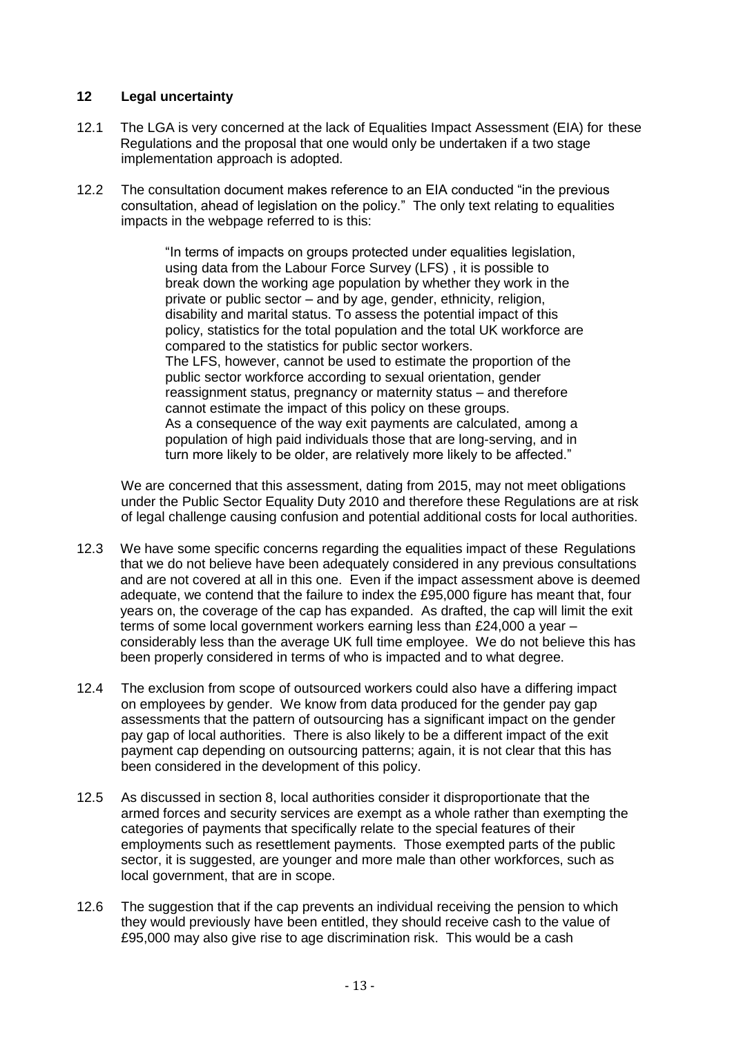## 12 Legal uncertainty

12.1 The LGA is very concerned at the lack of Equalities Impact Assessment (EIA) for these Regulations and the proposal that one would only be undertaken if a two stage implementation approach is adopted.

12.2 The consultation document makes reference to an EIA conducted "in the previous consultation, ahead of legislation on the policy." The only text relating to equalities impacts in the webpage referred to is this:

> "In terms of impacts on groups protected under equalities legislation, using data from the Labour Force Survey (LFS) , it is possible to break down the working age population by whether they work in the private or public sector – and by age, gender, ethnicity, religion, disability and marital status. To assess the potential impact of this policy, statistics for the total population and the total UK workforce are compared to the statistics for public sector workers.
> The LFS, however, cannot be used to estimate the proportion of the public sector workforce according to sexual orientation, gender reassignment status, pregnancy or maternity status – and therefore cannot estimate the impact of this policy on these groups.
> As a consequence of the way exit payments are calculated, among a population of high paid individuals those that are long-serving, and in turn more likely to be older, are relatively more likely to be affected."

We are concerned that this assessment, dating from 2015, may not meet obligations under the Public Sector Equality Duty 2010 and therefore these Regulations are at risk of legal challenge causing confusion and potential additional costs for local authorities.

12.3 We have some specific concerns regarding the equalities impact of these Regulations that we do not believe have been adequately considered in any previous consultations and are not covered at all in this one. Even if the impact assessment above is deemed adequate, we contend that the failure to index the £95,000 figure has meant that, four years on, the coverage of the cap has expanded. As drafted, the cap will limit the exit terms of some local government workers earning less than £24,000 a year – considerably less than the average UK full time employee. We do not believe this has been properly considered in terms of who is impacted and to what degree.

12.4 The exclusion from scope of outsourced workers could also have a differing impact on employees by gender. We know from data produced for the gender pay gap assessments that the pattern of outsourcing has a significant impact on the gender pay gap of local authorities. There is also likely to be a different impact of the exit payment cap depending on outsourcing patterns; again, it is not clear that this has been considered in the development of this policy.

12.5 As discussed in section 8, local authorities consider it disproportionate that the armed forces and security services are exempt as a whole rather than exempting the categories of payments that specifically relate to the special features of their employments such as resettlement payments. Those exempted parts of the public sector, it is suggested, are younger and more male than other workforces, such as local government, that are in scope.

12.6 The suggestion that if the cap prevents an individual receiving the pension to which they would previously have been entitled, they should receive cash to the value of £95,000 may also give rise to age discrimination risk. This would be a cash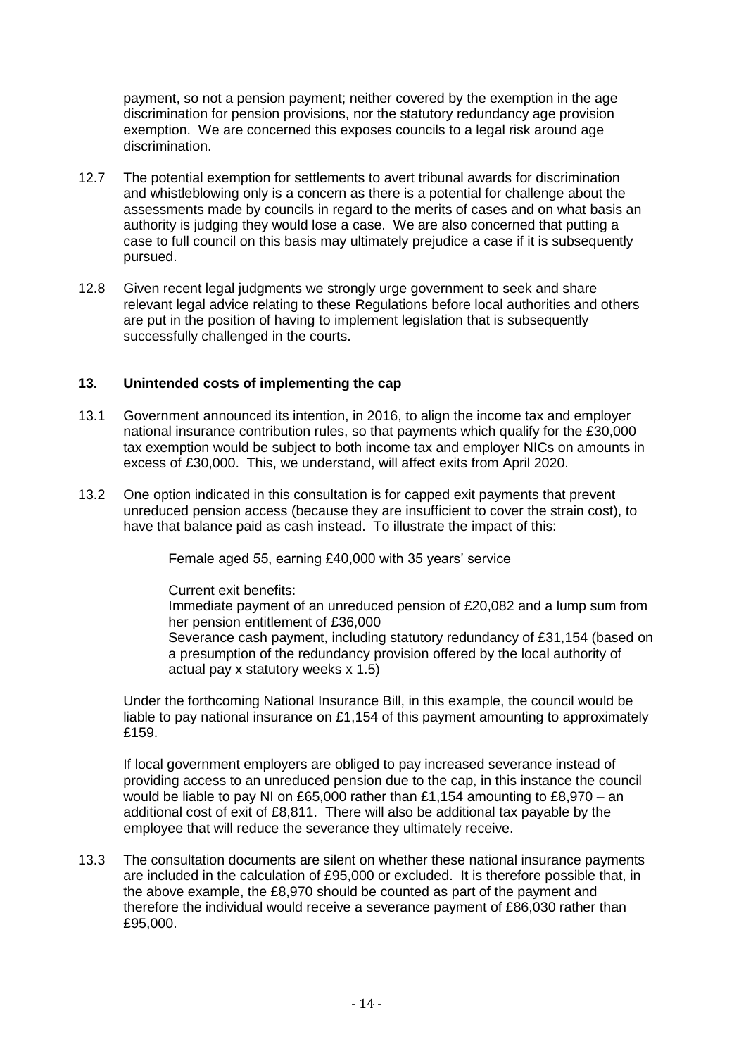payment, so not a pension payment; neither covered by the exemption in the age discrimination for pension provisions, nor the statutory redundancy age provision exemption. We are concerned this exposes councils to a legal risk around age discrimination.

12.7 The potential exemption for settlements to avert tribunal awards for discrimination and whistleblowing only is a concern as there is a potential for challenge about the assessments made by councils in regard to the merits of cases and on what basis an authority is judging they would lose a case. We are also concerned that putting a case to full council on this basis may ultimately prejudice a case if it is subsequently pursued.

12.8 Given recent legal judgments we strongly urge government to seek and share relevant legal advice relating to these Regulations before local authorities and others are put in the position of having to implement legislation that is subsequently successfully challenged in the courts.

## 13. Unintended costs of implementing the cap

13.1 Government announced its intention, in 2016, to align the income tax and employer national insurance contribution rules, so that payments which qualify for the £30,000 tax exemption would be subject to both income tax and employer NICs on amounts in excess of £30,000. This, we understand, will affect exits from April 2020.

13.2 One option indicated in this consultation is for capped exit payments that prevent unreduced pension access (because they are insufficient to cover the strain cost), to have that balance paid as cash instead. To illustrate the impact of this:

Female aged 55, earning £40,000 with 35 years' service

Current exit benefits:
Immediate payment of an unreduced pension of £20,082 and a lump sum from her pension entitlement of £36,000
Severance cash payment, including statutory redundancy of £31,154 (based on a presumption of the redundancy provision offered by the local authority of actual pay x statutory weeks x 1.5)

Under the forthcoming National Insurance Bill, in this example, the council would be liable to pay national insurance on £1,154 of this payment amounting to approximately £159.

If local government employers are obliged to pay increased severance instead of providing access to an unreduced pension due to the cap, in this instance the council would be liable to pay NI on £65,000 rather than £1,154 amounting to £8,970 – an additional cost of exit of £8,811. There will also be additional tax payable by the employee that will reduce the severance they ultimately receive.

13.3 The consultation documents are silent on whether these national insurance payments are included in the calculation of £95,000 or excluded. It is therefore possible that, in the above example, the £8,970 should be counted as part of the payment and therefore the individual would receive a severance payment of £86,030 rather than £95,000.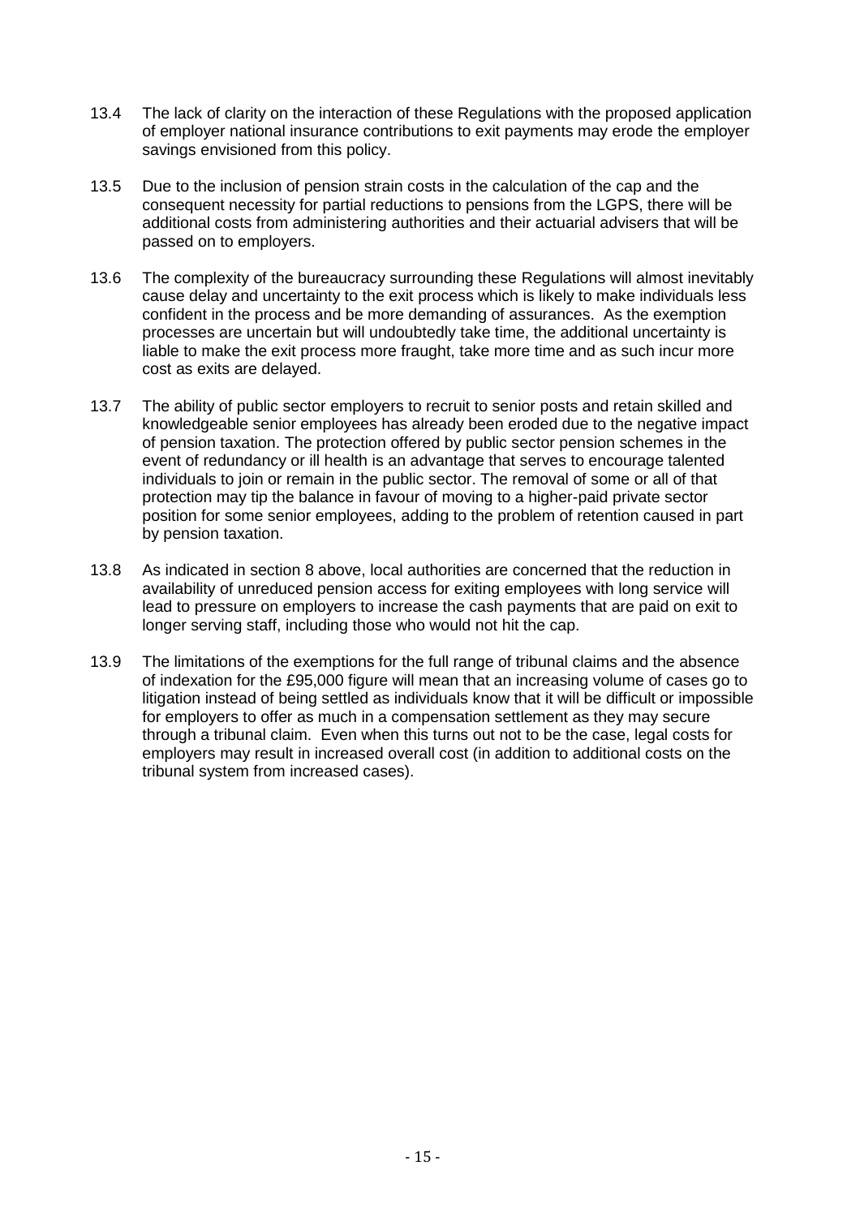13.4 The lack of clarity on the interaction of these Regulations with the proposed application of employer national insurance contributions to exit payments may erode the employer savings envisioned from this policy.

13.5 Due to the inclusion of pension strain costs in the calculation of the cap and the consequent necessity for partial reductions to pensions from the LGPS, there will be additional costs from administering authorities and their actuarial advisers that will be passed on to employers.

13.6 The complexity of the bureaucracy surrounding these Regulations will almost inevitably cause delay and uncertainty to the exit process which is likely to make individuals less confident in the process and be more demanding of assurances. As the exemption processes are uncertain but will undoubtedly take time, the additional uncertainty is liable to make the exit process more fraught, take more time and as such incur more cost as exits are delayed.

13.7 The ability of public sector employers to recruit to senior posts and retain skilled and knowledgeable senior employees has already been eroded due to the negative impact of pension taxation. The protection offered by public sector pension schemes in the event of redundancy or ill health is an advantage that serves to encourage talented individuals to join or remain in the public sector. The removal of some or all of that protection may tip the balance in favour of moving to a higher-paid private sector position for some senior employees, adding to the problem of retention caused in part by pension taxation.

13.8 As indicated in section 8 above, local authorities are concerned that the reduction in availability of unreduced pension access for exiting employees with long service will lead to pressure on employers to increase the cash payments that are paid on exit to longer serving staff, including those who would not hit the cap.

13.9 The limitations of the exemptions for the full range of tribunal claims and the absence of indexation for the £95,000 figure will mean that an increasing volume of cases go to litigation instead of being settled as individuals know that it will be difficult or impossible for employers to offer as much in a compensation settlement as they may secure through a tribunal claim. Even when this turns out not to be the case, legal costs for employers may result in increased overall cost (in addition to additional costs on the tribunal system from increased cases).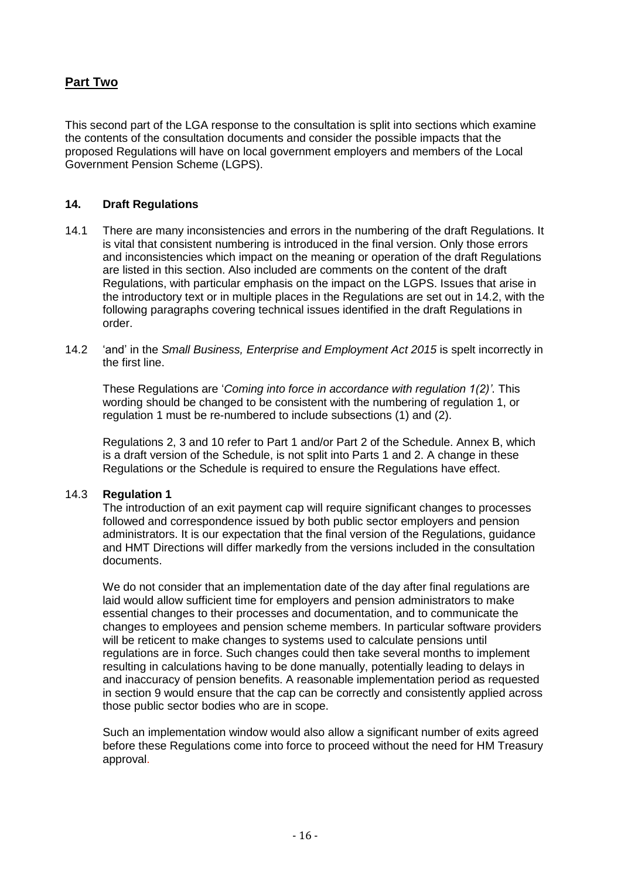## Part Two

This second part of the LGA response to the consultation is split into sections which examine the contents of the consultation documents and consider the possible impacts that the proposed Regulations will have on local government employers and members of the Local Government Pension Scheme (LGPS).

### 14. Draft Regulations

14.1 There are many inconsistencies and errors in the numbering of the draft Regulations. It is vital that consistent numbering is introduced in the final version. Only those errors and inconsistencies which impact on the meaning or operation of the draft Regulations are listed in this section. Also included are comments on the content of the draft Regulations, with particular emphasis on the impact on the LGPS. Issues that arise in the introductory text or in multiple places in the Regulations are set out in 14.2, with the following paragraphs covering technical issues identified in the draft Regulations in order.

14.2 'and' in the *Small Business, Enterprise and Employment Act 2015* is spelt incorrectly in the first line.

These Regulations are '*Coming into force in accordance with regulation 1(2)'*. This wording should be changed to be consistent with the numbering of regulation 1, or regulation 1 must be re-numbered to include subsections (1) and (2).

Regulations 2, 3 and 10 refer to Part 1 and/or Part 2 of the Schedule. Annex B, which is a draft version of the Schedule, is not split into Parts 1 and 2. A change in these Regulations or the Schedule is required to ensure the Regulations have effect.

14.3 **Regulation 1**

The introduction of an exit payment cap will require significant changes to processes followed and correspondence issued by both public sector employers and pension administrators. It is our expectation that the final version of the Regulations, guidance and HMT Directions will differ markedly from the versions included in the consultation documents.

We do not consider that an implementation date of the day after final regulations are laid would allow sufficient time for employers and pension administrators to make essential changes to their processes and documentation, and to communicate the changes to employees and pension scheme members. In particular software providers will be reticent to make changes to systems used to calculate pensions until regulations are in force. Such changes could then take several months to implement resulting in calculations having to be done manually, potentially leading to delays in and inaccuracy of pension benefits. A reasonable implementation period as requested in section 9 would ensure that the cap can be correctly and consistently applied across those public sector bodies who are in scope.

Such an implementation window would also allow a significant number of exits agreed before these Regulations come into force to proceed without the need for HM Treasury approval.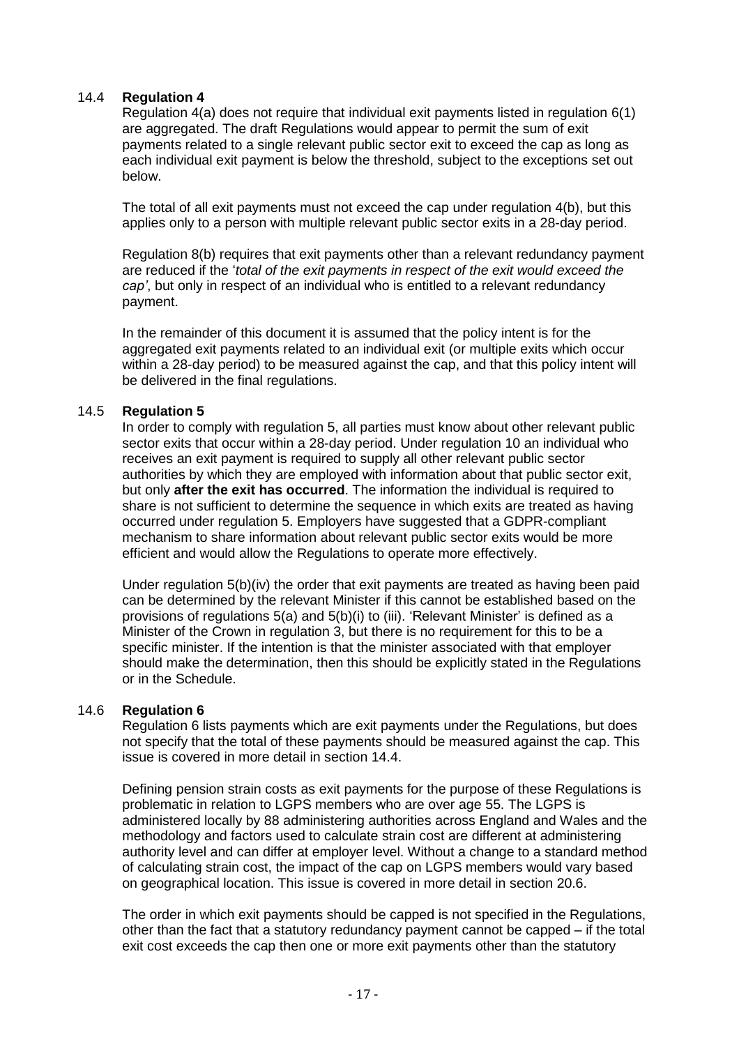### 14.4 Regulation 4

Regulation 4(a) does not require that individual exit payments listed in regulation 6(1) are aggregated. The draft Regulations would appear to permit the sum of exit payments related to a single relevant public sector exit to exceed the cap as long as each individual exit payment is below the threshold, subject to the exceptions set out below.

The total of all exit payments must not exceed the cap under regulation 4(b), but this applies only to a person with multiple relevant public sector exits in a 28-day period.

Regulation 8(b) requires that exit payments other than a relevant redundancy payment are reduced if the '*total of the exit payments in respect of the exit would exceed the cap'*, but only in respect of an individual who is entitled to a relevant redundancy payment.

In the remainder of this document it is assumed that the policy intent is for the aggregated exit payments related to an individual exit (or multiple exits which occur within a 28-day period) to be measured against the cap, and that this policy intent will be delivered in the final regulations.

### 14.5 Regulation 5

In order to comply with regulation 5, all parties must know about other relevant public sector exits that occur within a 28-day period. Under regulation 10 an individual who receives an exit payment is required to supply all other relevant public sector authorities by which they are employed with information about that public sector exit, but only **after the exit has occurred**. The information the individual is required to share is not sufficient to determine the sequence in which exits are treated as having occurred under regulation 5. Employers have suggested that a GDPR-compliant mechanism to share information about relevant public sector exits would be more efficient and would allow the Regulations to operate more effectively.

Under regulation 5(b)(iv) the order that exit payments are treated as having been paid can be determined by the relevant Minister if this cannot be established based on the provisions of regulations 5(a) and 5(b)(i) to (iii). 'Relevant Minister' is defined as a Minister of the Crown in regulation 3, but there is no requirement for this to be a specific minister. If the intention is that the minister associated with that employer should make the determination, then this should be explicitly stated in the Regulations or in the Schedule.

### 14.6 Regulation 6

Regulation 6 lists payments which are exit payments under the Regulations, but does not specify that the total of these payments should be measured against the cap. This issue is covered in more detail in section 14.4.

Defining pension strain costs as exit payments for the purpose of these Regulations is problematic in relation to LGPS members who are over age 55. The LGPS is administered locally by 88 administering authorities across England and Wales and the methodology and factors used to calculate strain cost are different at administering authority level and can differ at employer level. Without a change to a standard method of calculating strain cost, the impact of the cap on LGPS members would vary based on geographical location. This issue is covered in more detail in section 20.6.

The order in which exit payments should be capped is not specified in the Regulations, other than the fact that a statutory redundancy payment cannot be capped – if the total exit cost exceeds the cap then one or more exit payments other than the statutory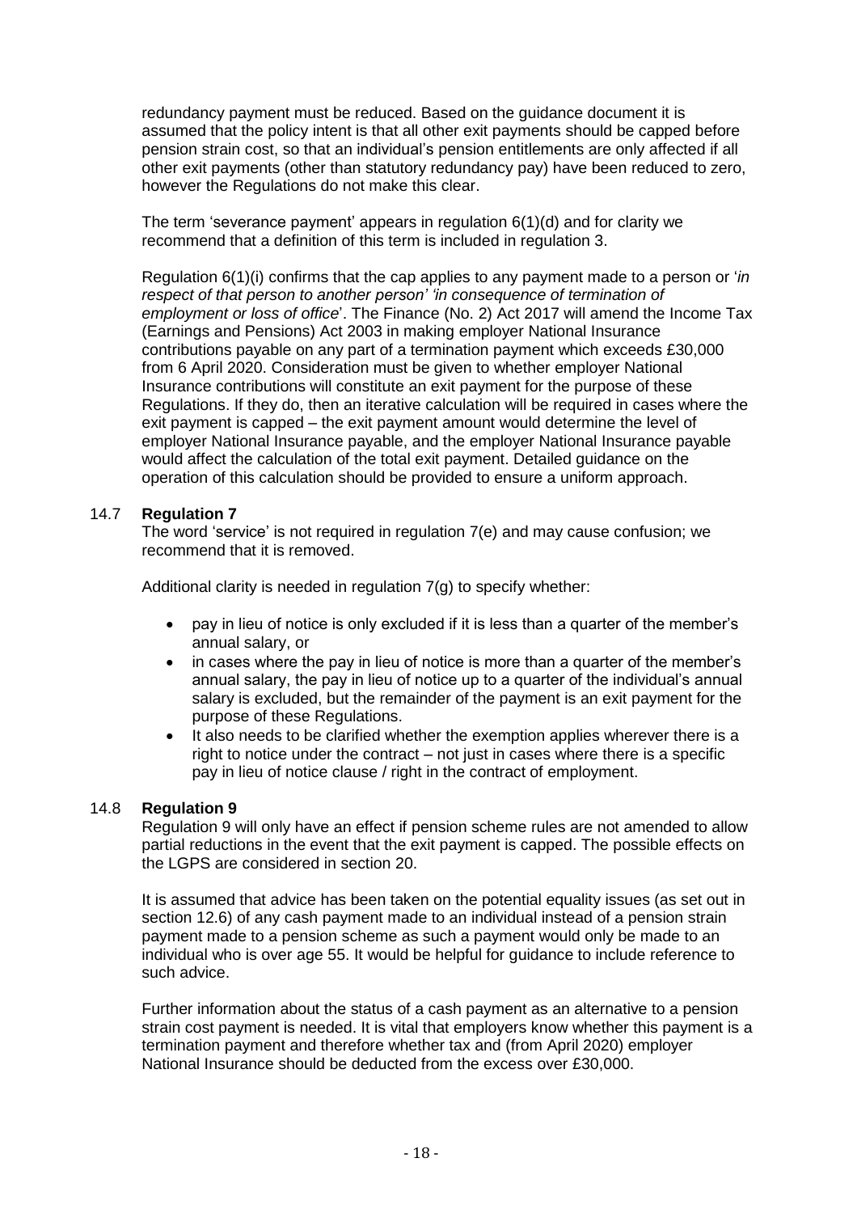redundancy payment must be reduced. Based on the guidance document it is assumed that the policy intent is that all other exit payments should be capped before pension strain cost, so that an individual's pension entitlements are only affected if all other exit payments (other than statutory redundancy pay) have been reduced to zero, however the Regulations do not make this clear.

The term 'severance payment' appears in regulation 6(1)(d) and for clarity we recommend that a definition of this term is included in regulation 3.

Regulation 6(1)(i) confirms that the cap applies to any payment made to a person or '*in respect of that person to another person' 'in consequence of termination of employment or loss of office*'. The Finance (No. 2) Act 2017 will amend the Income Tax (Earnings and Pensions) Act 2003 in making employer National Insurance contributions payable on any part of a termination payment which exceeds £30,000 from 6 April 2020. Consideration must be given to whether employer National Insurance contributions will constitute an exit payment for the purpose of these Regulations. If they do, then an iterative calculation will be required in cases where the exit payment is capped – the exit payment amount would determine the level of employer National Insurance payable, and the employer National Insurance payable would affect the calculation of the total exit payment. Detailed guidance on the operation of this calculation should be provided to ensure a uniform approach.

### 14.7 **Regulation 7**

The word 'service' is not required in regulation 7(e) and may cause confusion; we recommend that it is removed.

Additional clarity is needed in regulation 7(g) to specify whether:

- pay in lieu of notice is only excluded if it is less than a quarter of the member's annual salary, or
- in cases where the pay in lieu of notice is more than a quarter of the member's annual salary, the pay in lieu of notice up to a quarter of the individual's annual salary is excluded, but the remainder of the payment is an exit payment for the purpose of these Regulations.
- It also needs to be clarified whether the exemption applies wherever there is a right to notice under the contract – not just in cases where there is a specific pay in lieu of notice clause / right in the contract of employment.

### 14.8 **Regulation 9**

Regulation 9 will only have an effect if pension scheme rules are not amended to allow partial reductions in the event that the exit payment is capped. The possible effects on the LGPS are considered in section 20.

It is assumed that advice has been taken on the potential equality issues (as set out in section 12.6) of any cash payment made to an individual instead of a pension strain payment made to a pension scheme as such a payment would only be made to an individual who is over age 55. It would be helpful for guidance to include reference to such advice.

Further information about the status of a cash payment as an alternative to a pension strain cost payment is needed. It is vital that employers know whether this payment is a termination payment and therefore whether tax and (from April 2020) employer National Insurance should be deducted from the excess over £30,000.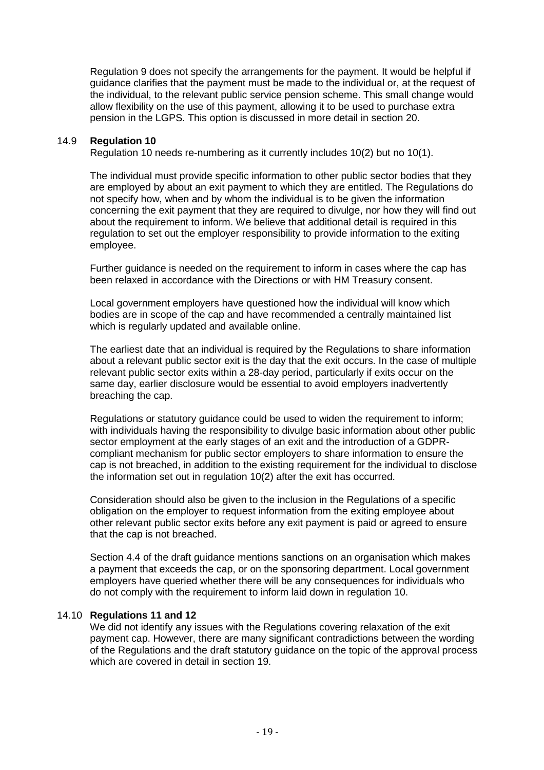Regulation 9 does not specify the arrangements for the payment. It would be helpful if guidance clarifies that the payment must be made to the individual or, at the request of the individual, to the relevant public service pension scheme. This small change would allow flexibility on the use of this payment, allowing it to be used to purchase extra pension in the LGPS. This option is discussed in more detail in section 20.

### 14.9 Regulation 10

Regulation 10 needs re-numbering as it currently includes 10(2) but no 10(1).

The individual must provide specific information to other public sector bodies that they are employed by about an exit payment to which they are entitled. The Regulations do not specify how, when and by whom the individual is to be given the information concerning the exit payment that they are required to divulge, nor how they will find out about the requirement to inform. We believe that additional detail is required in this regulation to set out the employer responsibility to provide information to the exiting employee.

Further guidance is needed on the requirement to inform in cases where the cap has been relaxed in accordance with the Directions or with HM Treasury consent.

Local government employers have questioned how the individual will know which bodies are in scope of the cap and have recommended a centrally maintained list which is regularly updated and available online.

The earliest date that an individual is required by the Regulations to share information about a relevant public sector exit is the day that the exit occurs. In the case of multiple relevant public sector exits within a 28-day period, particularly if exits occur on the same day, earlier disclosure would be essential to avoid employers inadvertently breaching the cap.

Regulations or statutory guidance could be used to widen the requirement to inform; with individuals having the responsibility to divulge basic information about other public sector employment at the early stages of an exit and the introduction of a GDPR-compliant mechanism for public sector employers to share information to ensure the cap is not breached, in addition to the existing requirement for the individual to disclose the information set out in regulation 10(2) after the exit has occurred.

Consideration should also be given to the inclusion in the Regulations of a specific obligation on the employer to request information from the exiting employee about other relevant public sector exits before any exit payment is paid or agreed to ensure that the cap is not breached.

Section 4.4 of the draft guidance mentions sanctions on an organisation which makes a payment that exceeds the cap, or on the sponsoring department. Local government employers have queried whether there will be any consequences for individuals who do not comply with the requirement to inform laid down in regulation 10.

### 14.10 Regulations 11 and 12

We did not identify any issues with the Regulations covering relaxation of the exit payment cap. However, there are many significant contradictions between the wording of the Regulations and the draft statutory guidance on the topic of the approval process which are covered in detail in section 19.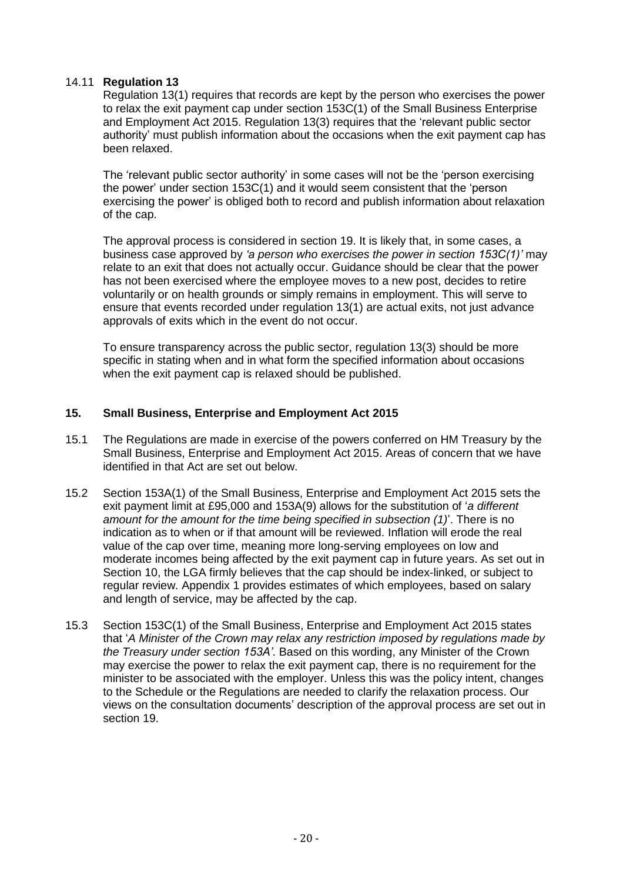### 14.11 **Regulation 13**

Regulation 13(1) requires that records are kept by the person who exercises the power to relax the exit payment cap under section 153C(1) of the Small Business Enterprise and Employment Act 2015. Regulation 13(3) requires that the 'relevant public sector authority' must publish information about the occasions when the exit payment cap has been relaxed.

The 'relevant public sector authority' in some cases will not be the 'person exercising the power' under section 153C(1) and it would seem consistent that the 'person exercising the power' is obliged both to record and publish information about relaxation of the cap.

The approval process is considered in section 19. It is likely that, in some cases, a business case approved by *'a person who exercises the power in section 153C(1)'* may relate to an exit that does not actually occur. Guidance should be clear that the power has not been exercised where the employee moves to a new post, decides to retire voluntarily or on health grounds or simply remains in employment. This will serve to ensure that events recorded under regulation 13(1) are actual exits, not just advance approvals of exits which in the event do not occur.

To ensure transparency across the public sector, regulation 13(3) should be more specific in stating when and in what form the specified information about occasions when the exit payment cap is relaxed should be published.

## 15. Small Business, Enterprise and Employment Act 2015

15.1 The Regulations are made in exercise of the powers conferred on HM Treasury by the Small Business, Enterprise and Employment Act 2015. Areas of concern that we have identified in that Act are set out below.

15.2 Section 153A(1) of the Small Business, Enterprise and Employment Act 2015 sets the exit payment limit at £95,000 and 153A(9) allows for the substitution of '*a different amount for the amount for the time being specified in subsection (1)*'. There is no indication as to when or if that amount will be reviewed. Inflation will erode the real value of the cap over time, meaning more long-serving employees on low and moderate incomes being affected by the exit payment cap in future years. As set out in Section 10, the LGA firmly believes that the cap should be index-linked, or subject to regular review. Appendix 1 provides estimates of which employees, based on salary and length of service, may be affected by the cap.

15.3 Section 153C(1) of the Small Business, Enterprise and Employment Act 2015 states that '*A Minister of the Crown may relax any restriction imposed by regulations made by the Treasury under section 153A'*. Based on this wording, any Minister of the Crown may exercise the power to relax the exit payment cap, there is no requirement for the minister to be associated with the employer. Unless this was the policy intent, changes to the Schedule or the Regulations are needed to clarify the relaxation process. Our views on the consultation documents' description of the approval process are set out in section 19.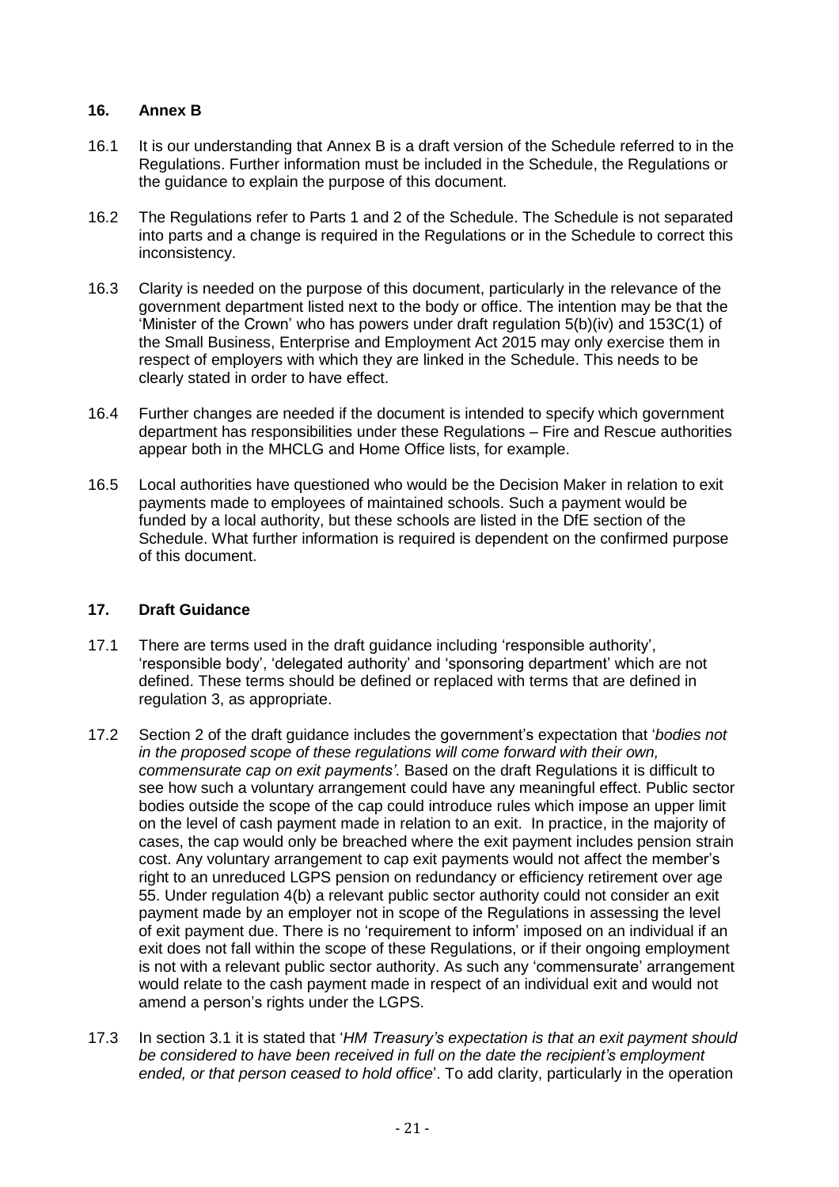## 16. Annex B

16.1 It is our understanding that Annex B is a draft version of the Schedule referred to in the Regulations. Further information must be included in the Schedule, the Regulations or the guidance to explain the purpose of this document.

16.2 The Regulations refer to Parts 1 and 2 of the Schedule. The Schedule is not separated into parts and a change is required in the Regulations or in the Schedule to correct this inconsistency.

16.3 Clarity is needed on the purpose of this document, particularly in the relevance of the government department listed next to the body or office. The intention may be that the 'Minister of the Crown' who has powers under draft regulation 5(b)(iv) and 153C(1) of the Small Business, Enterprise and Employment Act 2015 may only exercise them in respect of employers with which they are linked in the Schedule. This needs to be clearly stated in order to have effect.

16.4 Further changes are needed if the document is intended to specify which government department has responsibilities under these Regulations – Fire and Rescue authorities appear both in the MHCLG and Home Office lists, for example.

16.5 Local authorities have questioned who would be the Decision Maker in relation to exit payments made to employees of maintained schools. Such a payment would be funded by a local authority, but these schools are listed in the DfE section of the Schedule. What further information is required is dependent on the confirmed purpose of this document.

## 17. Draft Guidance

17.1 There are terms used in the draft guidance including 'responsible authority', 'responsible body', 'delegated authority' and 'sponsoring department' which are not defined. These terms should be defined or replaced with terms that are defined in regulation 3, as appropriate.

17.2 Section 2 of the draft guidance includes the government's expectation that '*bodies not in the proposed scope of these regulations will come forward with their own, commensurate cap on exit payments'*. Based on the draft Regulations it is difficult to see how such a voluntary arrangement could have any meaningful effect. Public sector bodies outside the scope of the cap could introduce rules which impose an upper limit on the level of cash payment made in relation to an exit. In practice, in the majority of cases, the cap would only be breached where the exit payment includes pension strain cost. Any voluntary arrangement to cap exit payments would not affect the member's right to an unreduced LGPS pension on redundancy or efficiency retirement over age 55. Under regulation 4(b) a relevant public sector authority could not consider an exit payment made by an employer not in scope of the Regulations in assessing the level of exit payment due. There is no 'requirement to inform' imposed on an individual if an exit does not fall within the scope of these Regulations, or if their ongoing employment is not with a relevant public sector authority. As such any 'commensurate' arrangement would relate to the cash payment made in respect of an individual exit and would not amend a person's rights under the LGPS.

17.3 In section 3.1 it is stated that '*HM Treasury's expectation is that an exit payment should be considered to have been received in full on the date the recipient's employment ended, or that person ceased to hold office*'. To add clarity, particularly in the operation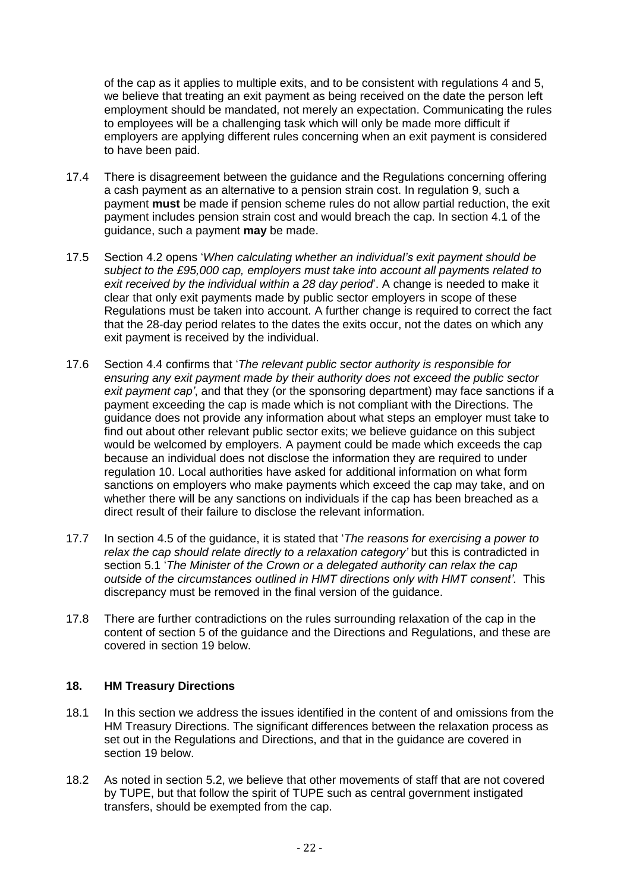of the cap as it applies to multiple exits, and to be consistent with regulations 4 and 5, we believe that treating an exit payment as being received on the date the person left employment should be mandated, not merely an expectation. Communicating the rules to employees will be a challenging task which will only be made more difficult if employers are applying different rules concerning when an exit payment is considered to have been paid.

17.4 There is disagreement between the guidance and the Regulations concerning offering a cash payment as an alternative to a pension strain cost. In regulation 9, such a payment **must** be made if pension scheme rules do not allow partial reduction, the exit payment includes pension strain cost and would breach the cap. In section 4.1 of the guidance, such a payment **may** be made.

17.5 Section 4.2 opens '*When calculating whether an individual's exit payment should be subject to the £95,000 cap, employers must take into account all payments related to exit received by the individual within a 28 day period*'. A change is needed to make it clear that only exit payments made by public sector employers in scope of these Regulations must be taken into account. A further change is required to correct the fact that the 28-day period relates to the dates the exits occur, not the dates on which any exit payment is received by the individual.

17.6 Section 4.4 confirms that '*The relevant public sector authority is responsible for ensuring any exit payment made by their authority does not exceed the public sector exit payment cap'*, and that they (or the sponsoring department) may face sanctions if a payment exceeding the cap is made which is not compliant with the Directions. The guidance does not provide any information about what steps an employer must take to find out about other relevant public sector exits; we believe guidance on this subject would be welcomed by employers. A payment could be made which exceeds the cap because an individual does not disclose the information they are required to under regulation 10. Local authorities have asked for additional information on what form sanctions on employers who make payments which exceed the cap may take, and on whether there will be any sanctions on individuals if the cap has been breached as a direct result of their failure to disclose the relevant information.

17.7 In section 4.5 of the guidance, it is stated that '*The reasons for exercising a power to relax the cap should relate directly to a relaxation category'* but this is contradicted in section 5.1 '*The Minister of the Crown or a delegated authority can relax the cap outside of the circumstances outlined in HMT directions only with HMT consent'.* This discrepancy must be removed in the final version of the guidance.

17.8 There are further contradictions on the rules surrounding relaxation of the cap in the content of section 5 of the guidance and the Directions and Regulations, and these are covered in section 19 below.

## 18. HM Treasury Directions

18.1 In this section we address the issues identified in the content of and omissions from the HM Treasury Directions. The significant differences between the relaxation process as set out in the Regulations and Directions, and that in the guidance are covered in section 19 below.

18.2 As noted in section 5.2, we believe that other movements of staff that are not covered by TUPE, but that follow the spirit of TUPE such as central government instigated transfers, should be exempted from the cap.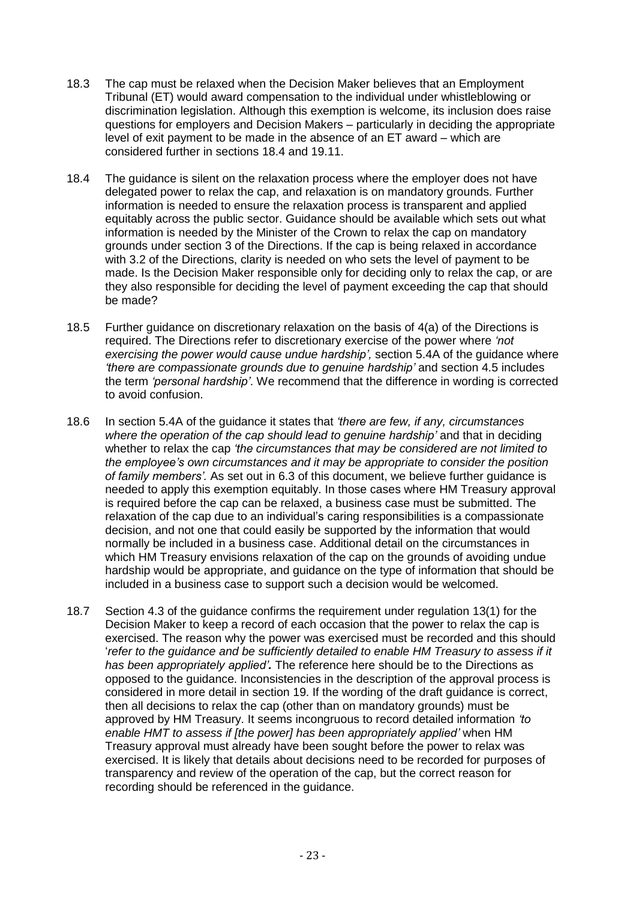18.3 The cap must be relaxed when the Decision Maker believes that an Employment Tribunal (ET) would award compensation to the individual under whistleblowing or discrimination legislation. Although this exemption is welcome, its inclusion does raise questions for employers and Decision Makers – particularly in deciding the appropriate level of exit payment to be made in the absence of an ET award – which are considered further in sections 18.4 and 19.11.

18.4 The guidance is silent on the relaxation process where the employer does not have delegated power to relax the cap, and relaxation is on mandatory grounds. Further information is needed to ensure the relaxation process is transparent and applied equitably across the public sector. Guidance should be available which sets out what information is needed by the Minister of the Crown to relax the cap on mandatory grounds under section 3 of the Directions. If the cap is being relaxed in accordance with 3.2 of the Directions, clarity is needed on who sets the level of payment to be made. Is the Decision Maker responsible only for deciding only to relax the cap, or are they also responsible for deciding the level of payment exceeding the cap that should be made?

18.5 Further guidance on discretionary relaxation on the basis of 4(a) of the Directions is required. The Directions refer to discretionary exercise of the power where *'not exercising the power would cause undue hardship',* section 5.4A of the guidance where *'there are compassionate grounds due to genuine hardship'* and section 4.5 includes the term *'personal hardship'*. We recommend that the difference in wording is corrected to avoid confusion.

18.6 In section 5.4A of the guidance it states that *'there are few, if any, circumstances where the operation of the cap should lead to genuine hardship'* and that in deciding whether to relax the cap *'the circumstances that may be considered are not limited to the employee's own circumstances and it may be appropriate to consider the position of family members'.* As set out in 6.3 of this document, we believe further guidance is needed to apply this exemption equitably. In those cases where HM Treasury approval is required before the cap can be relaxed, a business case must be submitted. The relaxation of the cap due to an individual's caring responsibilities is a compassionate decision, and not one that could easily be supported by the information that would normally be included in a business case. Additional detail on the circumstances in which HM Treasury envisions relaxation of the cap on the grounds of avoiding undue hardship would be appropriate, and guidance on the type of information that should be included in a business case to support such a decision would be welcomed.

18.7 Section 4.3 of the guidance confirms the requirement under regulation 13(1) for the Decision Maker to keep a record of each occasion that the power to relax the cap is exercised. The reason why the power was exercised must be recorded and this should '*refer to the guidance and be sufficiently detailed to enable HM Treasury to assess if it has been appropriately applied'.* The reference here should be to the Directions as opposed to the guidance. Inconsistencies in the description of the approval process is considered in more detail in section 19. If the wording of the draft guidance is correct, then all decisions to relax the cap (other than on mandatory grounds) must be approved by HM Treasury. It seems incongruous to record detailed information *'to enable HMT to assess if [the power] has been appropriately applied'* when HM Treasury approval must already have been sought before the power to relax was exercised. It is likely that details about decisions need to be recorded for purposes of transparency and review of the operation of the cap, but the correct reason for recording should be referenced in the guidance.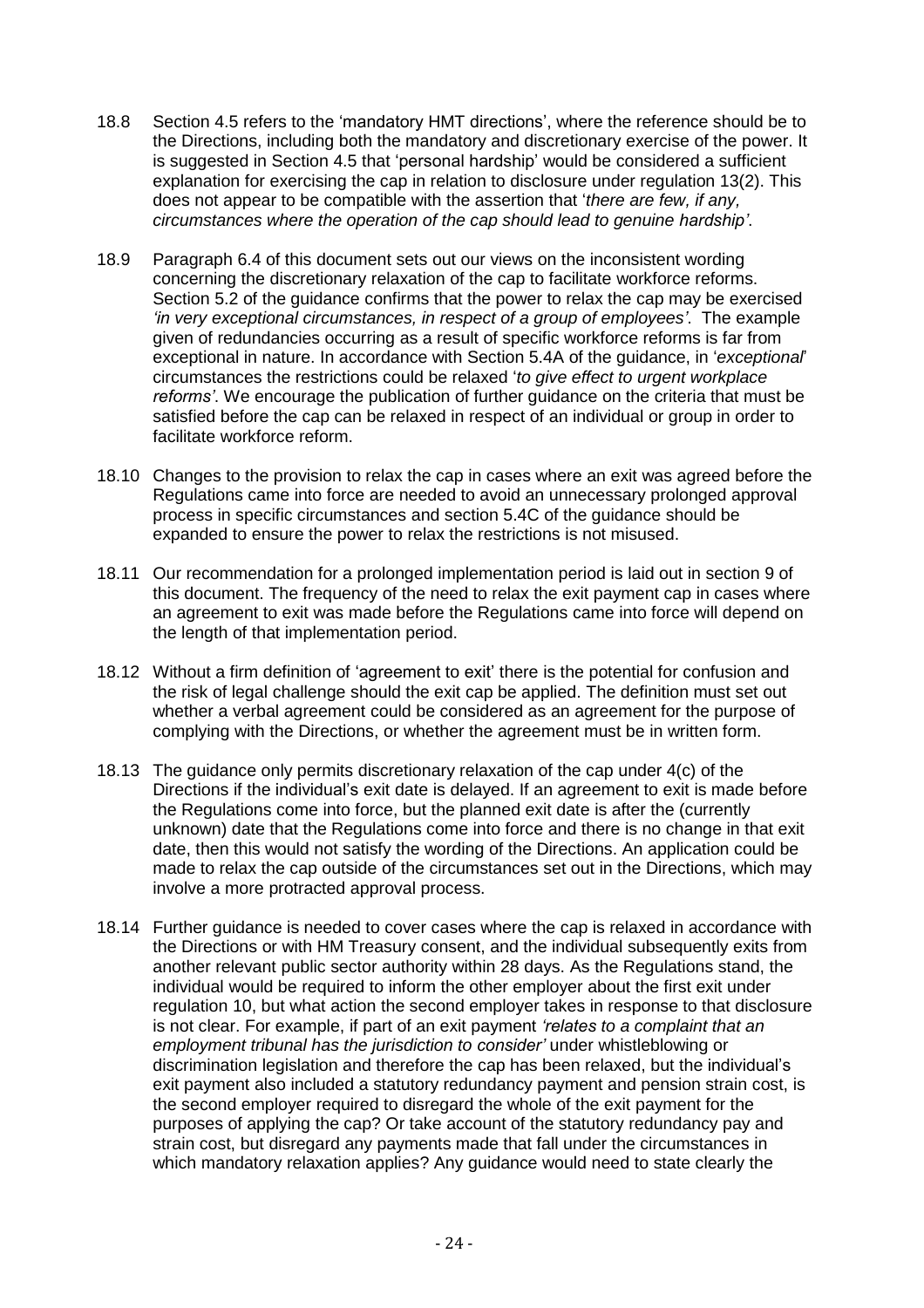18.8 Section 4.5 refers to the 'mandatory HMT directions', where the reference should be to the Directions, including both the mandatory and discretionary exercise of the power. It is suggested in Section 4.5 that 'personal hardship' would be considered a sufficient explanation for exercising the cap in relation to disclosure under regulation 13(2). This does not appear to be compatible with the assertion that '*there are few, if any, circumstances where the operation of the cap should lead to genuine hardship'*.

18.9 Paragraph 6.4 of this document sets out our views on the inconsistent wording concerning the discretionary relaxation of the cap to facilitate workforce reforms. Section 5.2 of the guidance confirms that the power to relax the cap may be exercised *'in very exceptional circumstances, in respect of a group of employees'*. The example given of redundancies occurring as a result of specific workforce reforms is far from exceptional in nature. In accordance with Section 5.4A of the guidance, in '*exceptional*' circumstances the restrictions could be relaxed '*to give effect to urgent workplace reforms'*. We encourage the publication of further guidance on the criteria that must be satisfied before the cap can be relaxed in respect of an individual or group in order to facilitate workforce reform.

18.10 Changes to the provision to relax the cap in cases where an exit was agreed before the Regulations came into force are needed to avoid an unnecessary prolonged approval process in specific circumstances and section 5.4C of the guidance should be expanded to ensure the power to relax the restrictions is not misused.

18.11 Our recommendation for a prolonged implementation period is laid out in section 9 of this document. The frequency of the need to relax the exit payment cap in cases where an agreement to exit was made before the Regulations came into force will depend on the length of that implementation period.

18.12 Without a firm definition of 'agreement to exit' there is the potential for confusion and the risk of legal challenge should the exit cap be applied. The definition must set out whether a verbal agreement could be considered as an agreement for the purpose of complying with the Directions, or whether the agreement must be in written form.

18.13 The guidance only permits discretionary relaxation of the cap under 4(c) of the Directions if the individual's exit date is delayed. If an agreement to exit is made before the Regulations come into force, but the planned exit date is after the (currently unknown) date that the Regulations come into force and there is no change in that exit date, then this would not satisfy the wording of the Directions. An application could be made to relax the cap outside of the circumstances set out in the Directions, which may involve a more protracted approval process.

18.14 Further guidance is needed to cover cases where the cap is relaxed in accordance with the Directions or with HM Treasury consent, and the individual subsequently exits from another relevant public sector authority within 28 days. As the Regulations stand, the individual would be required to inform the other employer about the first exit under regulation 10, but what action the second employer takes in response to that disclosure is not clear. For example, if part of an exit payment *'relates to a complaint that an employment tribunal has the jurisdiction to consider'* under whistleblowing or discrimination legislation and therefore the cap has been relaxed, but the individual's exit payment also included a statutory redundancy payment and pension strain cost, is the second employer required to disregard the whole of the exit payment for the purposes of applying the cap? Or take account of the statutory redundancy pay and strain cost, but disregard any payments made that fall under the circumstances in which mandatory relaxation applies? Any guidance would need to state clearly the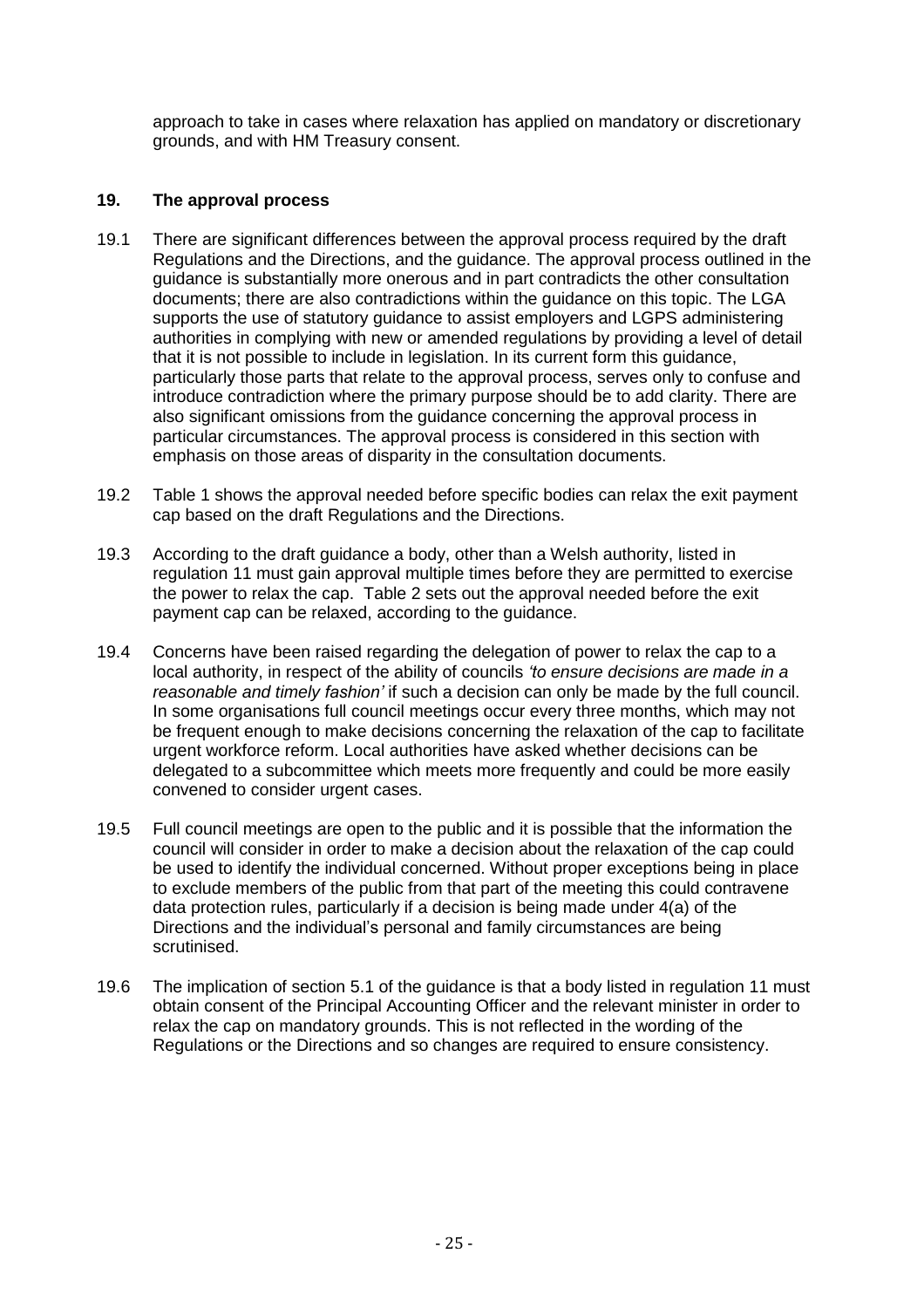approach to take in cases where relaxation has applied on mandatory or discretionary grounds, and with HM Treasury consent.

## 19. The approval process

19.1 There are significant differences between the approval process required by the draft Regulations and the Directions, and the guidance. The approval process outlined in the guidance is substantially more onerous and in part contradicts the other consultation documents; there are also contradictions within the guidance on this topic. The LGA supports the use of statutory guidance to assist employers and LGPS administering authorities in complying with new or amended regulations by providing a level of detail that it is not possible to include in legislation. In its current form this guidance, particularly those parts that relate to the approval process, serves only to confuse and introduce contradiction where the primary purpose should be to add clarity. There are also significant omissions from the guidance concerning the approval process in particular circumstances. The approval process is considered in this section with emphasis on those areas of disparity in the consultation documents.

19.2 Table 1 shows the approval needed before specific bodies can relax the exit payment cap based on the draft Regulations and the Directions.

19.3 According to the draft guidance a body, other than a Welsh authority, listed in regulation 11 must gain approval multiple times before they are permitted to exercise the power to relax the cap. Table 2 sets out the approval needed before the exit payment cap can be relaxed, according to the guidance.

19.4 Concerns have been raised regarding the delegation of power to relax the cap to a local authority, in respect of the ability of councils *'to ensure decisions are made in a reasonable and timely fashion'* if such a decision can only be made by the full council. In some organisations full council meetings occur every three months, which may not be frequent enough to make decisions concerning the relaxation of the cap to facilitate urgent workforce reform. Local authorities have asked whether decisions can be delegated to a subcommittee which meets more frequently and could be more easily convened to consider urgent cases.

19.5 Full council meetings are open to the public and it is possible that the information the council will consider in order to make a decision about the relaxation of the cap could be used to identify the individual concerned. Without proper exceptions being in place to exclude members of the public from that part of the meeting this could contravene data protection rules, particularly if a decision is being made under 4(a) of the Directions and the individual's personal and family circumstances are being scrutinised.

19.6 The implication of section 5.1 of the guidance is that a body listed in regulation 11 must obtain consent of the Principal Accounting Officer and the relevant minister in order to relax the cap on mandatory grounds. This is not reflected in the wording of the Regulations or the Directions and so changes are required to ensure consistency.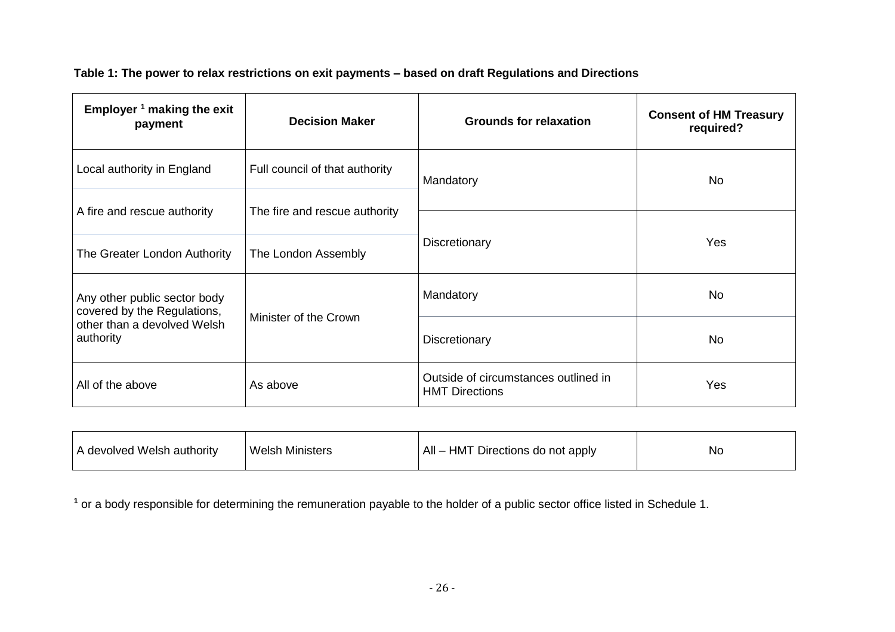**Table 1: The power to relax restrictions on exit payments – based on draft Regulations and Directions**

| Employer [1] making the exit payment | Decision Maker | Grounds for relaxation | Consent of HM Treasury required? |
|---|---|---|---|
| Local authority in England | Full council of that authority | Mandatory | No |
| A fire and rescue authority | The fire and rescue authority | | |
| The Greater London Authority | The London Assembly | Discretionary | Yes |
| Any other public sector body covered by the Regulations, other than a devolved Welsh authority | Minister of the Crown | Mandatory | No |
| | | Discretionary | No |
| All of the above | As above | Outside of circumstances outlined in HMT Directions | Yes |

| | | | |
|---|---|---|---|
| A devolved Welsh authority | Welsh Ministers | All – HMT Directions do not apply | No |

[1] or a body responsible for determining the remuneration payable to the holder of a public sector office listed in Schedule 1.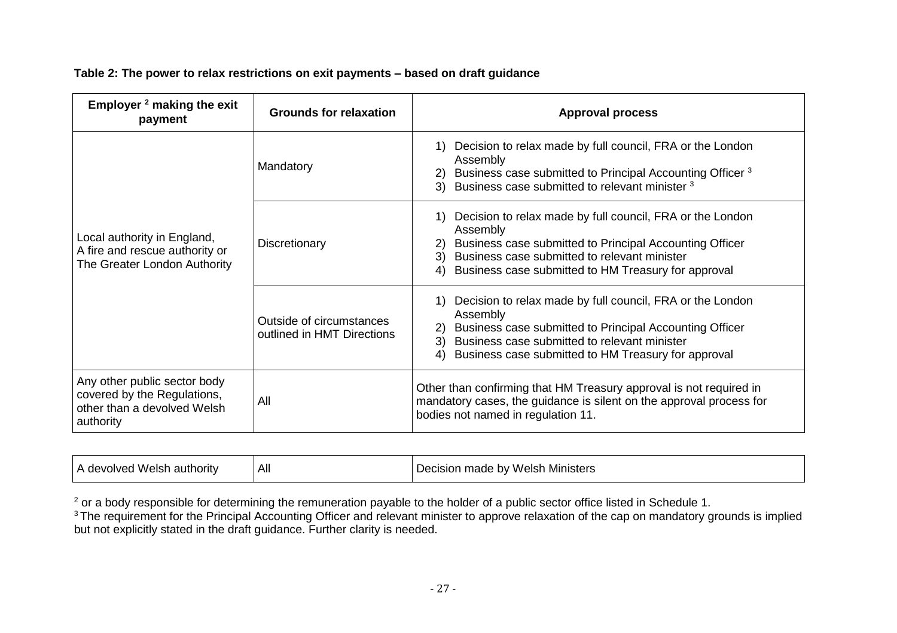**Table 2: The power to relax restrictions on exit payments – based on draft guidance**

| Employer [2] making the exit payment | Grounds for relaxation | Approval process |
|---|---|---|
| Local authority in England, A fire and rescue authority or The Greater London Authority | Mandatory | 1) Decision to relax made by full council, FRA or the London Assembly<br>2) Business case submitted to Principal Accounting Officer [3]<br>3) Business case submitted to relevant minister [3] |
| | Discretionary | 1) Decision to relax made by full council, FRA or the London Assembly<br>2) Business case submitted to Principal Accounting Officer<br>3) Business case submitted to relevant minister<br>4) Business case submitted to HM Treasury for approval |
| | Outside of circumstances outlined in HMT Directions | 1) Decision to relax made by full council, FRA or the London Assembly<br>2) Business case submitted to Principal Accounting Officer<br>3) Business case submitted to relevant minister<br>4) Business case submitted to HM Treasury for approval |
| Any other public sector body covered by the Regulations, other than a devolved Welsh authority | All | Other than confirming that HM Treasury approval is not required in mandatory cases, the guidance is silent on the approval process for bodies not named in regulation 11. |
| A devolved Welsh authority | All | Decision made by Welsh Ministers |

[2] or a body responsible for determining the remuneration payable to the holder of a public sector office listed in Schedule 1.

[3] The requirement for the Principal Accounting Officer and relevant minister to approve relaxation of the cap on mandatory grounds is implied but not explicitly stated in the draft guidance. Further clarity is needed.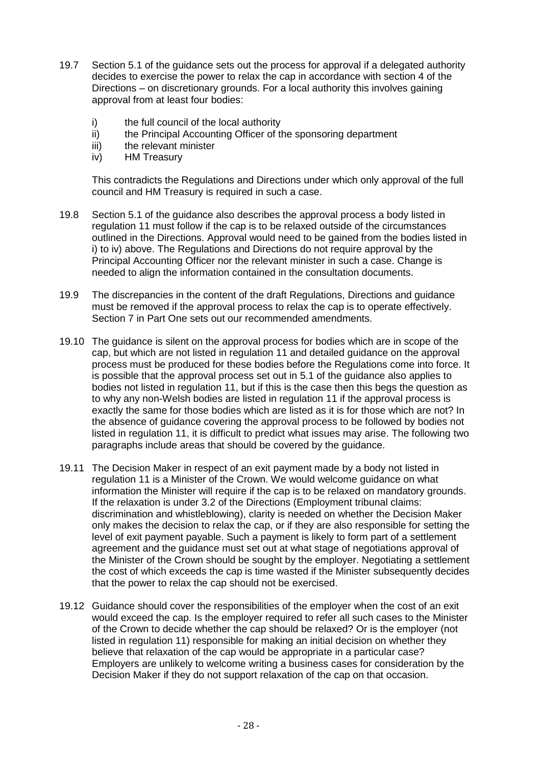19.7 Section 5.1 of the guidance sets out the process for approval if a delegated authority decides to exercise the power to relax the cap in accordance with section 4 of the Directions – on discretionary grounds. For a local authority this involves gaining approval from at least four bodies:

i) the full council of the local authority
ii) the Principal Accounting Officer of the sponsoring department
iii) the relevant minister
iv) HM Treasury

This contradicts the Regulations and Directions under which only approval of the full council and HM Treasury is required in such a case.

19.8 Section 5.1 of the guidance also describes the approval process a body listed in regulation 11 must follow if the cap is to be relaxed outside of the circumstances outlined in the Directions. Approval would need to be gained from the bodies listed in i) to iv) above. The Regulations and Directions do not require approval by the Principal Accounting Officer nor the relevant minister in such a case. Change is needed to align the information contained in the consultation documents.

19.9 The discrepancies in the content of the draft Regulations, Directions and guidance must be removed if the approval process to relax the cap is to operate effectively. Section 7 in Part One sets out our recommended amendments.

19.10 The guidance is silent on the approval process for bodies which are in scope of the cap, but which are not listed in regulation 11 and detailed guidance on the approval process must be produced for these bodies before the Regulations come into force. It is possible that the approval process set out in 5.1 of the guidance also applies to bodies not listed in regulation 11, but if this is the case then this begs the question as to why any non-Welsh bodies are listed in regulation 11 if the approval process is exactly the same for those bodies which are listed as it is for those which are not? In the absence of guidance covering the approval process to be followed by bodies not listed in regulation 11, it is difficult to predict what issues may arise. The following two paragraphs include areas that should be covered by the guidance.

19.11 The Decision Maker in respect of an exit payment made by a body not listed in regulation 11 is a Minister of the Crown. We would welcome guidance on what information the Minister will require if the cap is to be relaxed on mandatory grounds. If the relaxation is under 3.2 of the Directions (Employment tribunal claims: discrimination and whistleblowing), clarity is needed on whether the Decision Maker only makes the decision to relax the cap, or if they are also responsible for setting the level of exit payment payable. Such a payment is likely to form part of a settlement agreement and the guidance must set out at what stage of negotiations approval of the Minister of the Crown should be sought by the employer. Negotiating a settlement the cost of which exceeds the cap is time wasted if the Minister subsequently decides that the power to relax the cap should not be exercised.

19.12 Guidance should cover the responsibilities of the employer when the cost of an exit would exceed the cap. Is the employer required to refer all such cases to the Minister of the Crown to decide whether the cap should be relaxed? Or is the employer (not listed in regulation 11) responsible for making an initial decision on whether they believe that relaxation of the cap would be appropriate in a particular case? Employers are unlikely to welcome writing a business cases for consideration by the Decision Maker if they do not support relaxation of the cap on that occasion.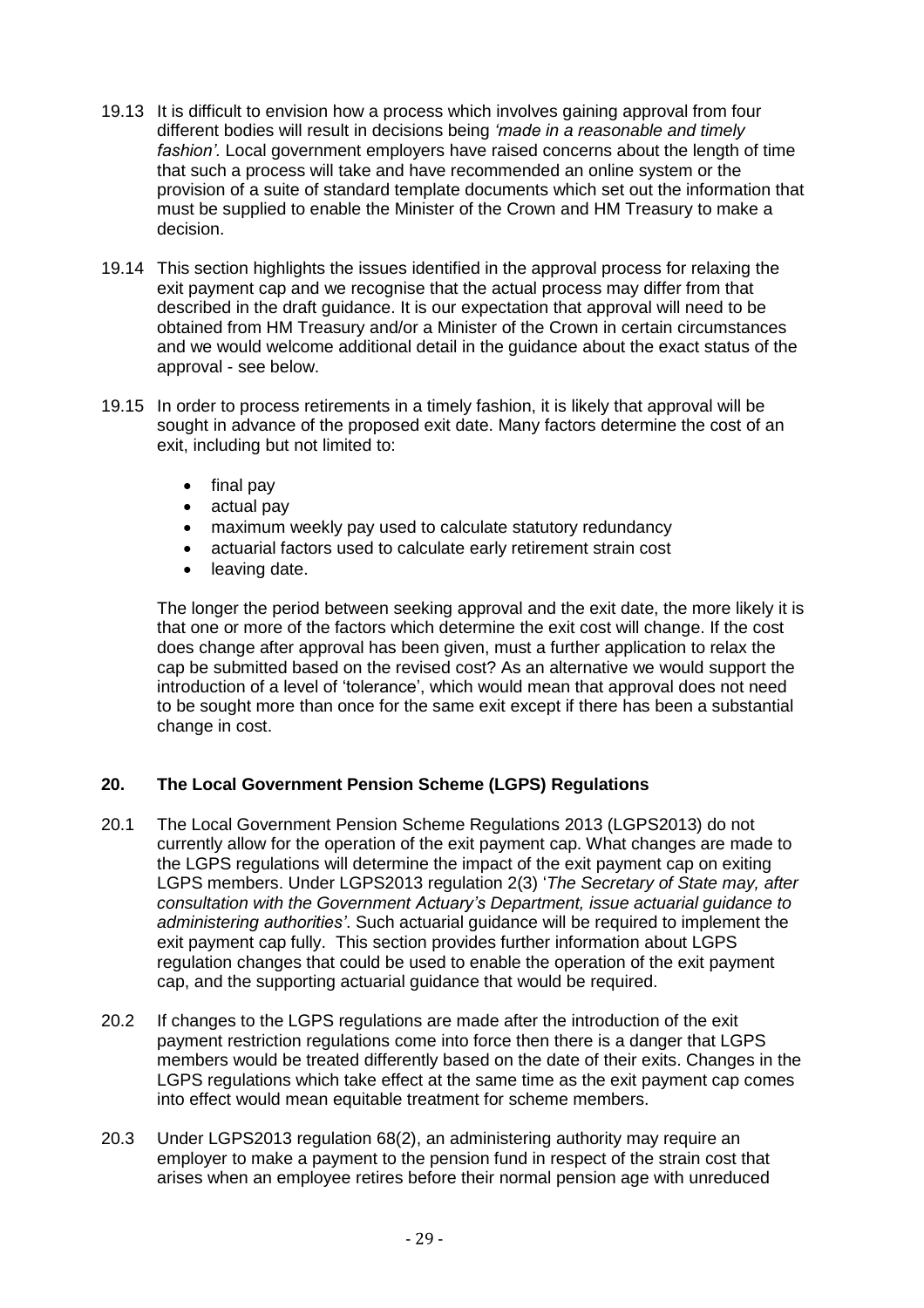19.13 It is difficult to envision how a process which involves gaining approval from four different bodies will result in decisions being *'made in a reasonable and timely fashion'*. Local government employers have raised concerns about the length of time that such a process will take and have recommended an online system or the provision of a suite of standard template documents which set out the information that must be supplied to enable the Minister of the Crown and HM Treasury to make a decision.

19.14 This section highlights the issues identified in the approval process for relaxing the exit payment cap and we recognise that the actual process may differ from that described in the draft guidance. It is our expectation that approval will need to be obtained from HM Treasury and/or a Minister of the Crown in certain circumstances and we would welcome additional detail in the guidance about the exact status of the approval - see below.

19.15 In order to process retirements in a timely fashion, it is likely that approval will be sought in advance of the proposed exit date. Many factors determine the cost of an exit, including but not limited to:

- final pay
- actual pay
- maximum weekly pay used to calculate statutory redundancy
- actuarial factors used to calculate early retirement strain cost
- leaving date.

The longer the period between seeking approval and the exit date, the more likely it is that one or more of the factors which determine the exit cost will change. If the cost does change after approval has been given, must a further application to relax the cap be submitted based on the revised cost? As an alternative we would support the introduction of a level of 'tolerance', which would mean that approval does not need to be sought more than once for the same exit except if there has been a substantial change in cost.

## 20. The Local Government Pension Scheme (LGPS) Regulations

20.1 The Local Government Pension Scheme Regulations 2013 (LGPS2013) do not currently allow for the operation of the exit payment cap. What changes are made to the LGPS regulations will determine the impact of the exit payment cap on exiting LGPS members. Under LGPS2013 regulation 2(3) '*The Secretary of State may, after consultation with the Government Actuary's Department, issue actuarial guidance to administering authorities'*. Such actuarial guidance will be required to implement the exit payment cap fully. This section provides further information about LGPS regulation changes that could be used to enable the operation of the exit payment cap, and the supporting actuarial guidance that would be required.

20.2 If changes to the LGPS regulations are made after the introduction of the exit payment restriction regulations come into force then there is a danger that LGPS members would be treated differently based on the date of their exits. Changes in the LGPS regulations which take effect at the same time as the exit payment cap comes into effect would mean equitable treatment for scheme members.

20.3 Under LGPS2013 regulation 68(2), an administering authority may require an employer to make a payment to the pension fund in respect of the strain cost that arises when an employee retires before their normal pension age with unreduced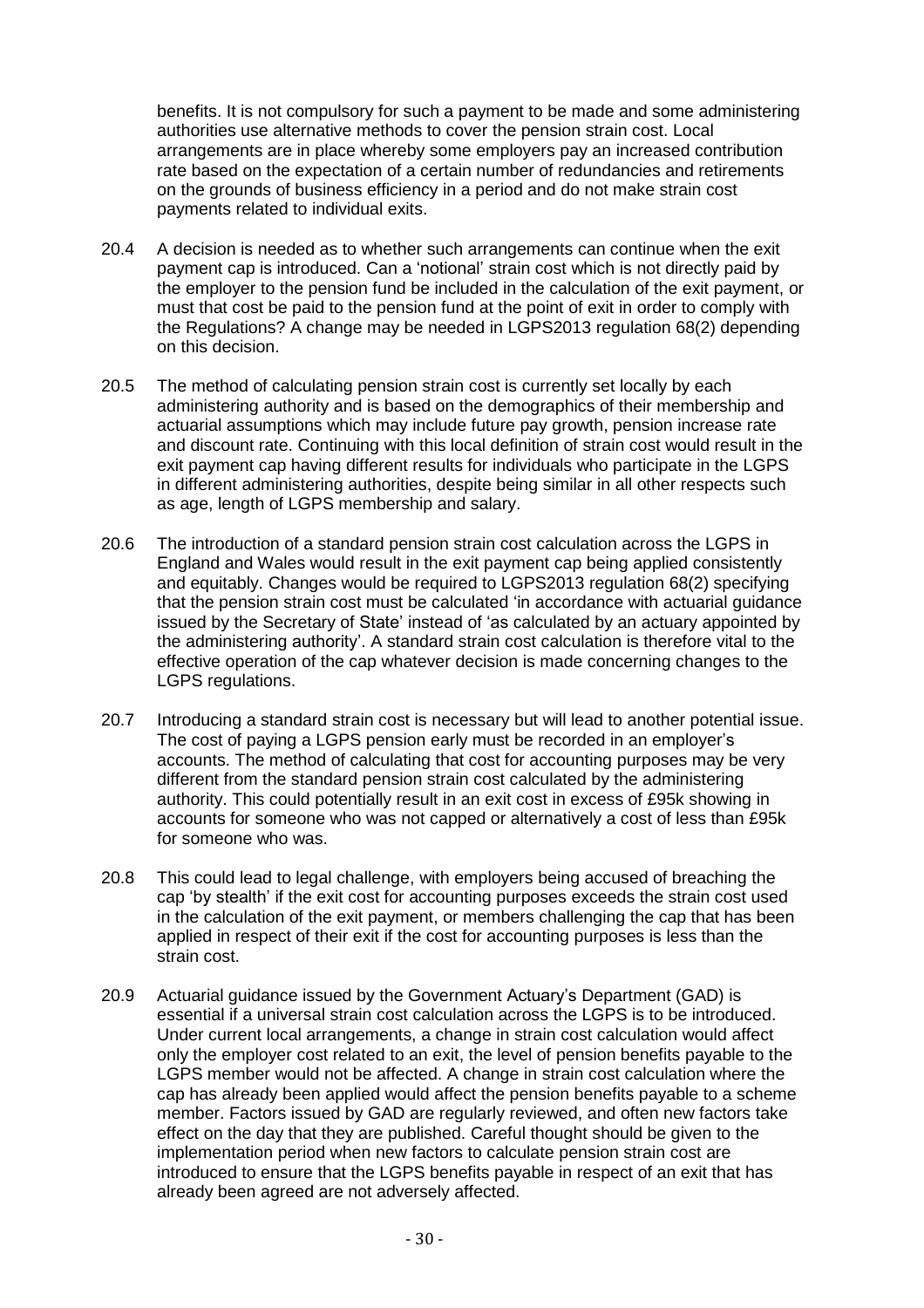benefits. It is not compulsory for such a payment to be made and some administering authorities use alternative methods to cover the pension strain cost. Local arrangements are in place whereby some employers pay an increased contribution rate based on the expectation of a certain number of redundancies and retirements on the grounds of business efficiency in a period and do not make strain cost payments related to individual exits.

20.4 A decision is needed as to whether such arrangements can continue when the exit payment cap is introduced. Can a 'notional' strain cost which is not directly paid by the employer to the pension fund be included in the calculation of the exit payment, or must that cost be paid to the pension fund at the point of exit in order to comply with the Regulations? A change may be needed in LGPS2013 regulation 68(2) depending on this decision.

20.5 The method of calculating pension strain cost is currently set locally by each administering authority and is based on the demographics of their membership and actuarial assumptions which may include future pay growth, pension increase rate and discount rate. Continuing with this local definition of strain cost would result in the exit payment cap having different results for individuals who participate in the LGPS in different administering authorities, despite being similar in all other respects such as age, length of LGPS membership and salary.

20.6 The introduction of a standard pension strain cost calculation across the LGPS in England and Wales would result in the exit payment cap being applied consistently and equitably. Changes would be required to LGPS2013 regulation 68(2) specifying that the pension strain cost must be calculated 'in accordance with actuarial guidance issued by the Secretary of State' instead of 'as calculated by an actuary appointed by the administering authority'. A standard strain cost calculation is therefore vital to the effective operation of the cap whatever decision is made concerning changes to the LGPS regulations.

20.7 Introducing a standard strain cost is necessary but will lead to another potential issue. The cost of paying a LGPS pension early must be recorded in an employer's accounts. The method of calculating that cost for accounting purposes may be very different from the standard pension strain cost calculated by the administering authority. This could potentially result in an exit cost in excess of £95k showing in accounts for someone who was not capped or alternatively a cost of less than £95k for someone who was.

20.8 This could lead to legal challenge, with employers being accused of breaching the cap 'by stealth' if the exit cost for accounting purposes exceeds the strain cost used in the calculation of the exit payment, or members challenging the cap that has been applied in respect of their exit if the cost for accounting purposes is less than the strain cost.

20.9 Actuarial guidance issued by the Government Actuary's Department (GAD) is essential if a universal strain cost calculation across the LGPS is to be introduced. Under current local arrangements, a change in strain cost calculation would affect only the employer cost related to an exit, the level of pension benefits payable to the LGPS member would not be affected. A change in strain cost calculation where the cap has already been applied would affect the pension benefits payable to a scheme member. Factors issued by GAD are regularly reviewed, and often new factors take effect on the day that they are published. Careful thought should be given to the implementation period when new factors to calculate pension strain cost are introduced to ensure that the LGPS benefits payable in respect of an exit that has already been agreed are not adversely affected.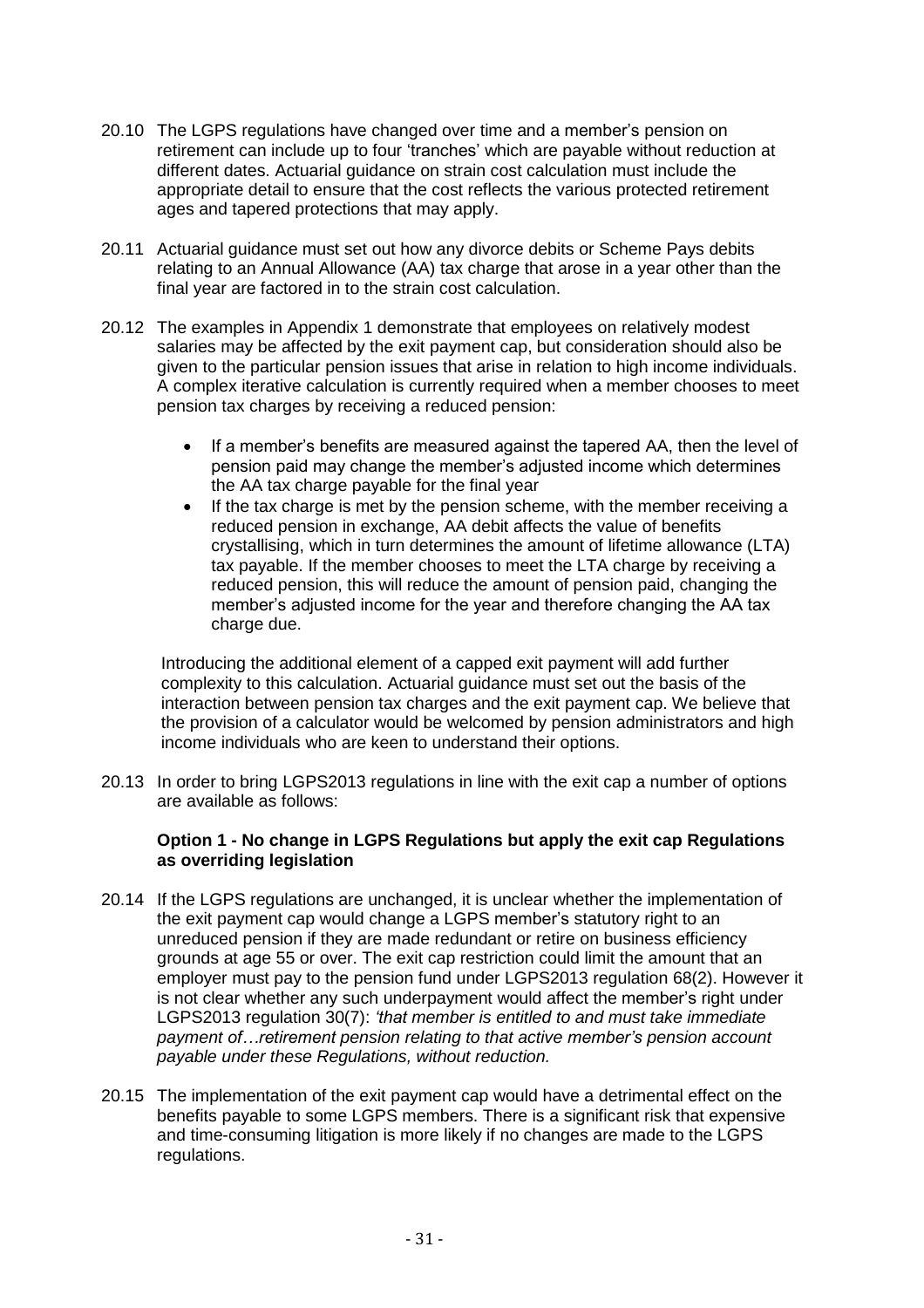20.10 The LGPS regulations have changed over time and a member's pension on retirement can include up to four 'tranches' which are payable without reduction at different dates. Actuarial guidance on strain cost calculation must include the appropriate detail to ensure that the cost reflects the various protected retirement ages and tapered protections that may apply.

20.11 Actuarial guidance must set out how any divorce debits or Scheme Pays debits relating to an Annual Allowance (AA) tax charge that arose in a year other than the final year are factored in to the strain cost calculation.

20.12 The examples in Appendix 1 demonstrate that employees on relatively modest salaries may be affected by the exit payment cap, but consideration should also be given to the particular pension issues that arise in relation to high income individuals. A complex iterative calculation is currently required when a member chooses to meet pension tax charges by receiving a reduced pension:

- If a member's benefits are measured against the tapered AA, then the level of pension paid may change the member's adjusted income which determines the AA tax charge payable for the final year
- If the tax charge is met by the pension scheme, with the member receiving a reduced pension in exchange, AA debit affects the value of benefits crystallising, which in turn determines the amount of lifetime allowance (LTA) tax payable. If the member chooses to meet the LTA charge by receiving a reduced pension, this will reduce the amount of pension paid, changing the member's adjusted income for the year and therefore changing the AA tax charge due.

Introducing the additional element of a capped exit payment will add further complexity to this calculation. Actuarial guidance must set out the basis of the interaction between pension tax charges and the exit payment cap. We believe that the provision of a calculator would be welcomed by pension administrators and high income individuals who are keen to understand their options.

20.13 In order to bring LGPS2013 regulations in line with the exit cap a number of options are available as follows:

**Option 1 - No change in LGPS Regulations but apply the exit cap Regulations as overriding legislation**

20.14 If the LGPS regulations are unchanged, it is unclear whether the implementation of the exit payment cap would change a LGPS member's statutory right to an unreduced pension if they are made redundant or retire on business efficiency grounds at age 55 or over. The exit cap restriction could limit the amount that an employer must pay to the pension fund under LGPS2013 regulation 68(2). However it is not clear whether any such underpayment would affect the member's right under LGPS2013 regulation 30(7): *'that member is entitled to and must take immediate payment of…retirement pension relating to that active member's pension account payable under these Regulations, without reduction.*

20.15 The implementation of the exit payment cap would have a detrimental effect on the benefits payable to some LGPS members. There is a significant risk that expensive and time-consuming litigation is more likely if no changes are made to the LGPS regulations.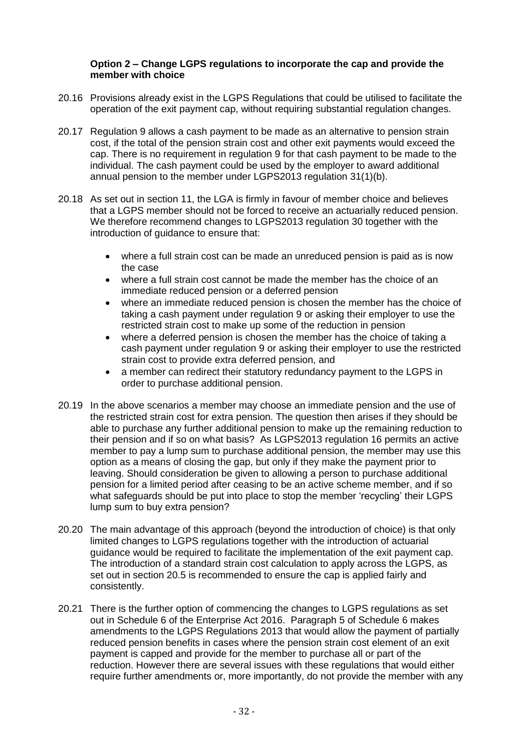**Option 2 – Change LGPS regulations to incorporate the cap and provide the member with choice**

20.16 Provisions already exist in the LGPS Regulations that could be utilised to facilitate the operation of the exit payment cap, without requiring substantial regulation changes.

20.17 Regulation 9 allows a cash payment to be made as an alternative to pension strain cost, if the total of the pension strain cost and other exit payments would exceed the cap. There is no requirement in regulation 9 for that cash payment to be made to the individual. The cash payment could be used by the employer to award additional annual pension to the member under LGPS2013 regulation 31(1)(b).

20.18 As set out in section 11, the LGA is firmly in favour of member choice and believes that a LGPS member should not be forced to receive an actuarially reduced pension. We therefore recommend changes to LGPS2013 regulation 30 together with the introduction of guidance to ensure that:

- where a full strain cost can be made an unreduced pension is paid as is now the case
- where a full strain cost cannot be made the member has the choice of an immediate reduced pension or a deferred pension
- where an immediate reduced pension is chosen the member has the choice of taking a cash payment under regulation 9 or asking their employer to use the restricted strain cost to make up some of the reduction in pension
- where a deferred pension is chosen the member has the choice of taking a cash payment under regulation 9 or asking their employer to use the restricted strain cost to provide extra deferred pension, and
- a member can redirect their statutory redundancy payment to the LGPS in order to purchase additional pension.

20.19 In the above scenarios a member may choose an immediate pension and the use of the restricted strain cost for extra pension. The question then arises if they should be able to purchase any further additional pension to make up the remaining reduction to their pension and if so on what basis? As LGPS2013 regulation 16 permits an active member to pay a lump sum to purchase additional pension, the member may use this option as a means of closing the gap, but only if they make the payment prior to leaving. Should consideration be given to allowing a person to purchase additional pension for a limited period after ceasing to be an active scheme member, and if so what safeguards should be put into place to stop the member 'recycling' their LGPS lump sum to buy extra pension?

20.20 The main advantage of this approach (beyond the introduction of choice) is that only limited changes to LGPS regulations together with the introduction of actuarial guidance would be required to facilitate the implementation of the exit payment cap. The introduction of a standard strain cost calculation to apply across the LGPS, as set out in section 20.5 is recommended to ensure the cap is applied fairly and consistently.

20.21 There is the further option of commencing the changes to LGPS regulations as set out in Schedule 6 of the Enterprise Act 2016. Paragraph 5 of Schedule 6 makes amendments to the LGPS Regulations 2013 that would allow the payment of partially reduced pension benefits in cases where the pension strain cost element of an exit payment is capped and provide for the member to purchase all or part of the reduction. However there are several issues with these regulations that would either require further amendments or, more importantly, do not provide the member with any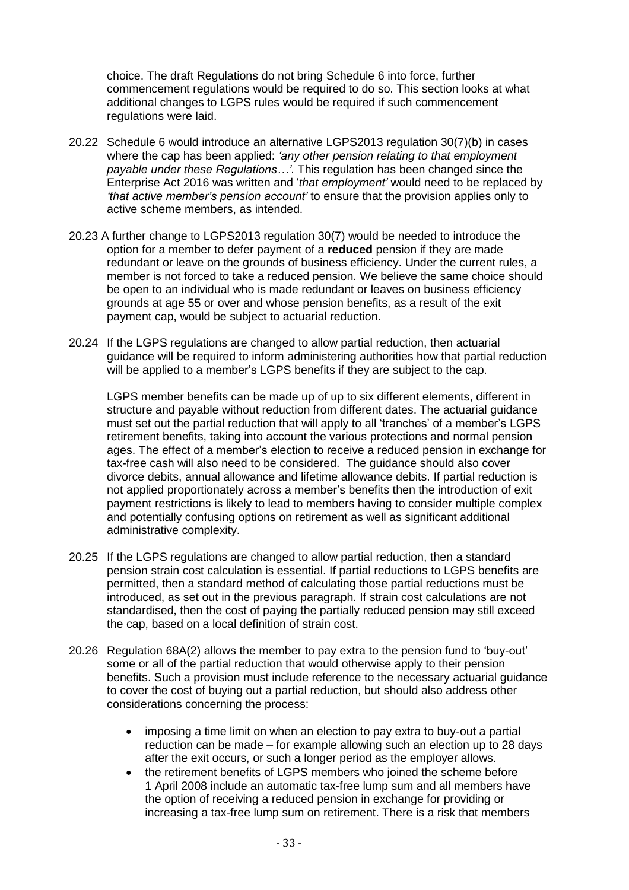choice. The draft Regulations do not bring Schedule 6 into force, further commencement regulations would be required to do so. This section looks at what additional changes to LGPS rules would be required if such commencement regulations were laid.

20.22 Schedule 6 would introduce an alternative LGPS2013 regulation 30(7)(b) in cases where the cap has been applied: *'any other pension relating to that employment payable under these Regulations…'.* This regulation has been changed since the Enterprise Act 2016 was written and '*that employment'* would need to be replaced by *'that active member's pension account'* to ensure that the provision applies only to active scheme members, as intended.

20.23 A further change to LGPS2013 regulation 30(7) would be needed to introduce the option for a member to defer payment of a **reduced** pension if they are made redundant or leave on the grounds of business efficiency. Under the current rules, a member is not forced to take a reduced pension. We believe the same choice should be open to an individual who is made redundant or leaves on business efficiency grounds at age 55 or over and whose pension benefits, as a result of the exit payment cap, would be subject to actuarial reduction.

20.24 If the LGPS regulations are changed to allow partial reduction, then actuarial guidance will be required to inform administering authorities how that partial reduction will be applied to a member's LGPS benefits if they are subject to the cap.

LGPS member benefits can be made up of up to six different elements, different in structure and payable without reduction from different dates. The actuarial guidance must set out the partial reduction that will apply to all 'tranches' of a member's LGPS retirement benefits, taking into account the various protections and normal pension ages. The effect of a member's election to receive a reduced pension in exchange for tax-free cash will also need to be considered. The guidance should also cover divorce debits, annual allowance and lifetime allowance debits. If partial reduction is not applied proportionately across a member's benefits then the introduction of exit payment restrictions is likely to lead to members having to consider multiple complex and potentially confusing options on retirement as well as significant additional administrative complexity.

20.25 If the LGPS regulations are changed to allow partial reduction, then a standard pension strain cost calculation is essential. If partial reductions to LGPS benefits are permitted, then a standard method of calculating those partial reductions must be introduced, as set out in the previous paragraph. If strain cost calculations are not standardised, then the cost of paying the partially reduced pension may still exceed the cap, based on a local definition of strain cost.

20.26 Regulation 68A(2) allows the member to pay extra to the pension fund to 'buy-out' some or all of the partial reduction that would otherwise apply to their pension benefits. Such a provision must include reference to the necessary actuarial guidance to cover the cost of buying out a partial reduction, but should also address other considerations concerning the process:

- imposing a time limit on when an election to pay extra to buy-out a partial reduction can be made – for example allowing such an election up to 28 days after the exit occurs, or such a longer period as the employer allows.
- the retirement benefits of LGPS members who joined the scheme before 1 April 2008 include an automatic tax-free lump sum and all members have the option of receiving a reduced pension in exchange for providing or increasing a tax-free lump sum on retirement. There is a risk that members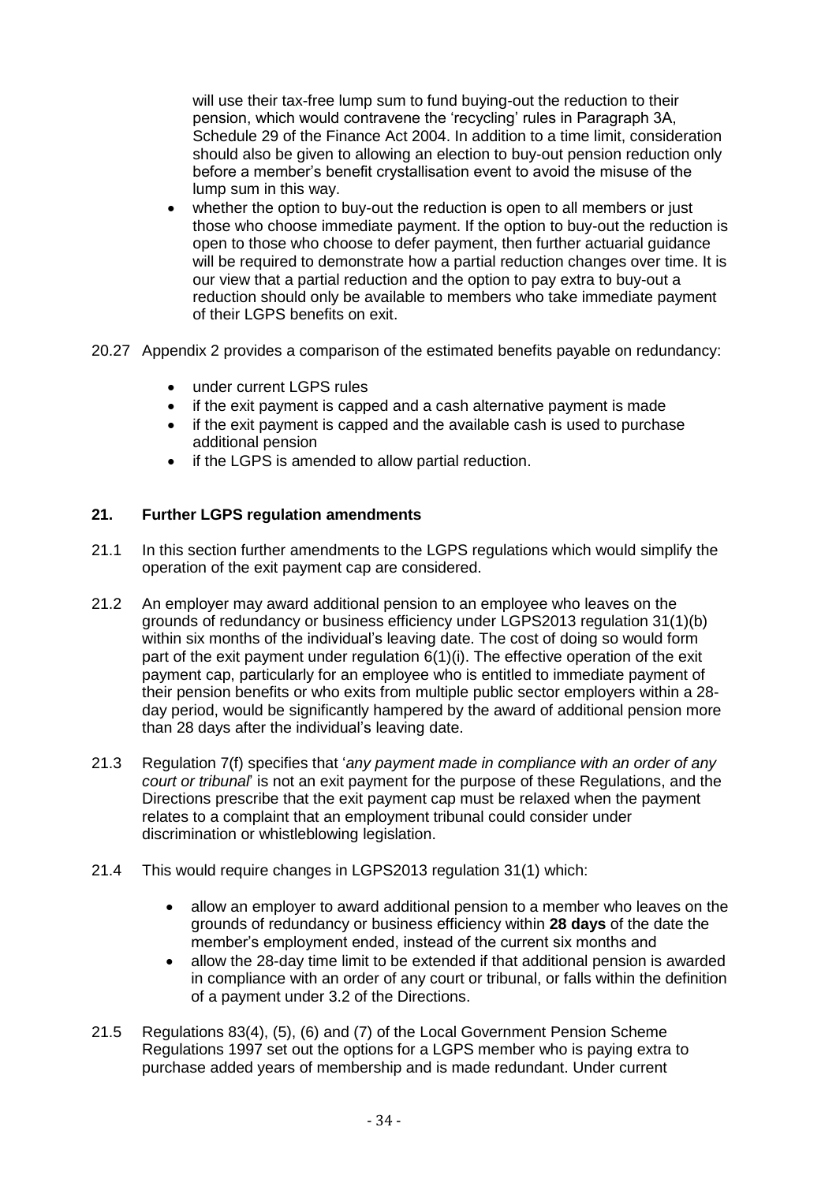will use their tax-free lump sum to fund buying-out the reduction to their pension, which would contravene the 'recycling' rules in Paragraph 3A, Schedule 29 of the Finance Act 2004. In addition to a time limit, consideration should also be given to allowing an election to buy-out pension reduction only before a member's benefit crystallisation event to avoid the misuse of the lump sum in this way.

- whether the option to buy-out the reduction is open to all members or just those who choose immediate payment. If the option to buy-out the reduction is open to those who choose to defer payment, then further actuarial guidance will be required to demonstrate how a partial reduction changes over time. It is our view that a partial reduction and the option to pay extra to buy-out a reduction should only be available to members who take immediate payment of their LGPS benefits on exit.

20.27 Appendix 2 provides a comparison of the estimated benefits payable on redundancy:

- under current LGPS rules
- if the exit payment is capped and a cash alternative payment is made
- if the exit payment is capped and the available cash is used to purchase additional pension
- if the LGPS is amended to allow partial reduction.

## 21. Further LGPS regulation amendments

21.1 In this section further amendments to the LGPS regulations which would simplify the operation of the exit payment cap are considered.

21.2 An employer may award additional pension to an employee who leaves on the grounds of redundancy or business efficiency under LGPS2013 regulation 31(1)(b) within six months of the individual's leaving date. The cost of doing so would form part of the exit payment under regulation 6(1)(i). The effective operation of the exit payment cap, particularly for an employee who is entitled to immediate payment of their pension benefits or who exits from multiple public sector employers within a 28-day period, would be significantly hampered by the award of additional pension more than 28 days after the individual's leaving date.

21.3 Regulation 7(f) specifies that '*any payment made in compliance with an order of any court or tribunal*' is not an exit payment for the purpose of these Regulations, and the Directions prescribe that the exit payment cap must be relaxed when the payment relates to a complaint that an employment tribunal could consider under discrimination or whistleblowing legislation.

21.4 This would require changes in LGPS2013 regulation 31(1) which:

- allow an employer to award additional pension to a member who leaves on the grounds of redundancy or business efficiency within **28 days** of the date the member's employment ended, instead of the current six months and
- allow the 28-day time limit to be extended if that additional pension is awarded in compliance with an order of any court or tribunal, or falls within the definition of a payment under 3.2 of the Directions.

21.5 Regulations 83(4), (5), (6) and (7) of the Local Government Pension Scheme Regulations 1997 set out the options for a LGPS member who is paying extra to purchase added years of membership and is made redundant. Under current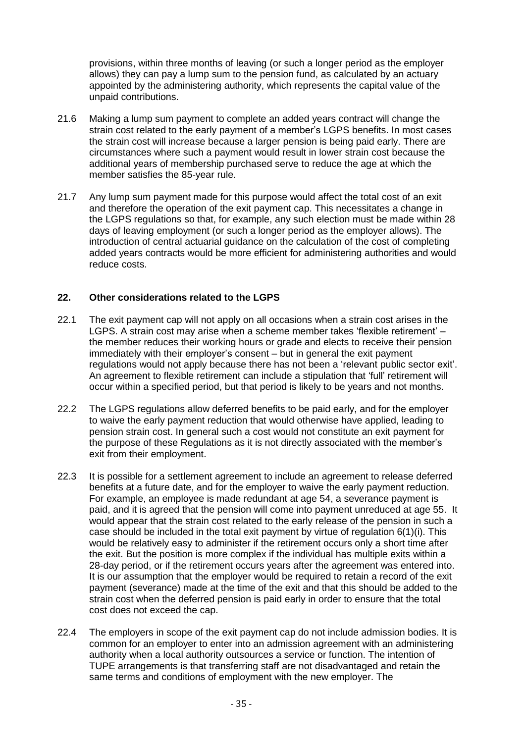provisions, within three months of leaving (or such a longer period as the employer allows) they can pay a lump sum to the pension fund, as calculated by an actuary appointed by the administering authority, which represents the capital value of the unpaid contributions.

21.6 Making a lump sum payment to complete an added years contract will change the strain cost related to the early payment of a member's LGPS benefits. In most cases the strain cost will increase because a larger pension is being paid early. There are circumstances where such a payment would result in lower strain cost because the additional years of membership purchased serve to reduce the age at which the member satisfies the 85-year rule.

21.7 Any lump sum payment made for this purpose would affect the total cost of an exit and therefore the operation of the exit payment cap. This necessitates a change in the LGPS regulations so that, for example, any such election must be made within 28 days of leaving employment (or such a longer period as the employer allows). The introduction of central actuarial guidance on the calculation of the cost of completing added years contracts would be more efficient for administering authorities and would reduce costs.

## 22. Other considerations related to the LGPS

22.1 The exit payment cap will not apply on all occasions when a strain cost arises in the LGPS. A strain cost may arise when a scheme member takes 'flexible retirement' – the member reduces their working hours or grade and elects to receive their pension immediately with their employer's consent – but in general the exit payment regulations would not apply because there has not been a 'relevant public sector exit'. An agreement to flexible retirement can include a stipulation that 'full' retirement will occur within a specified period, but that period is likely to be years and not months.

22.2 The LGPS regulations allow deferred benefits to be paid early, and for the employer to waive the early payment reduction that would otherwise have applied, leading to pension strain cost. In general such a cost would not constitute an exit payment for the purpose of these Regulations as it is not directly associated with the member's exit from their employment.

22.3 It is possible for a settlement agreement to include an agreement to release deferred benefits at a future date, and for the employer to waive the early payment reduction. For example, an employee is made redundant at age 54, a severance payment is paid, and it is agreed that the pension will come into payment unreduced at age 55. It would appear that the strain cost related to the early release of the pension in such a case should be included in the total exit payment by virtue of regulation 6(1)(i). This would be relatively easy to administer if the retirement occurs only a short time after the exit. But the position is more complex if the individual has multiple exits within a 28-day period, or if the retirement occurs years after the agreement was entered into. It is our assumption that the employer would be required to retain a record of the exit payment (severance) made at the time of the exit and that this should be added to the strain cost when the deferred pension is paid early in order to ensure that the total cost does not exceed the cap.

22.4 The employers in scope of the exit payment cap do not include admission bodies. It is common for an employer to enter into an admission agreement with an administering authority when a local authority outsources a service or function. The intention of TUPE arrangements is that transferring staff are not disadvantaged and retain the same terms and conditions of employment with the new employer. The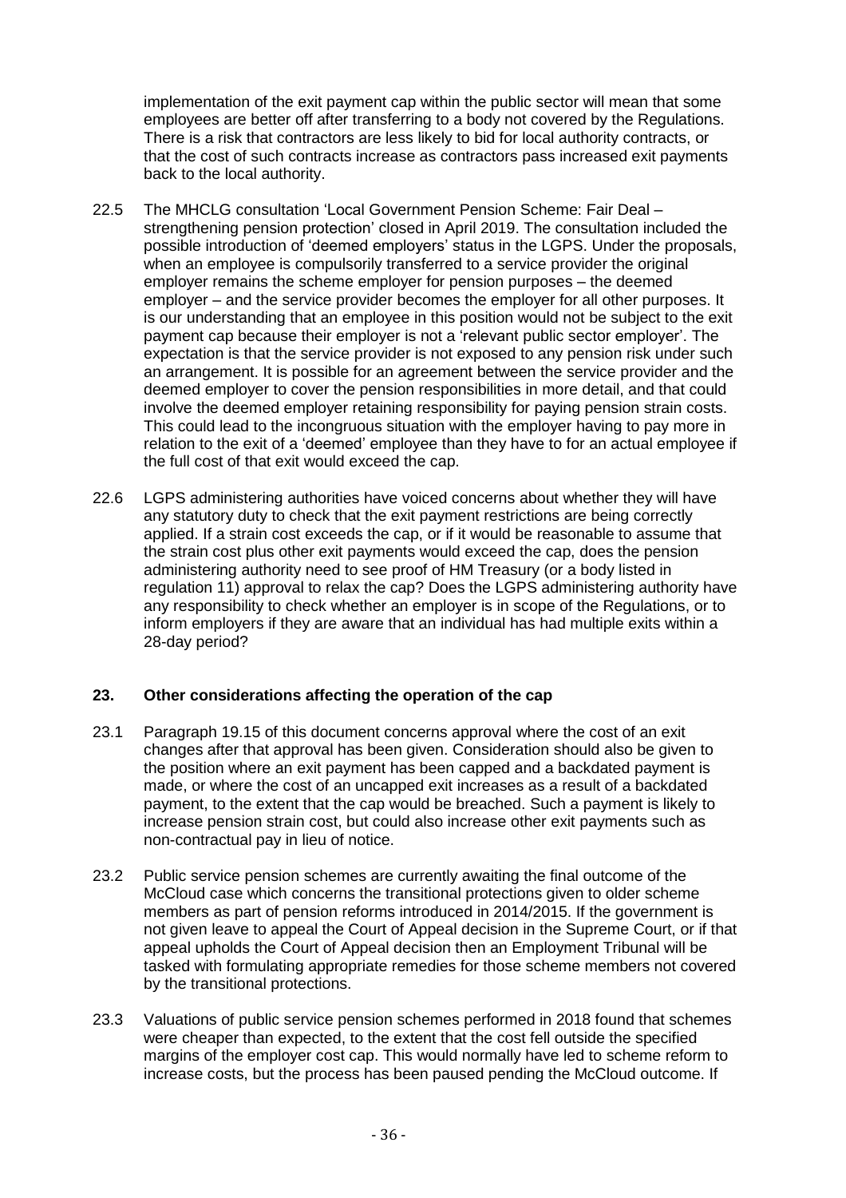implementation of the exit payment cap within the public sector will mean that some employees are better off after transferring to a body not covered by the Regulations. There is a risk that contractors are less likely to bid for local authority contracts, or that the cost of such contracts increase as contractors pass increased exit payments back to the local authority.

22.5 The MHCLG consultation 'Local Government Pension Scheme: Fair Deal – strengthening pension protection' closed in April 2019. The consultation included the possible introduction of 'deemed employers' status in the LGPS. Under the proposals, when an employee is compulsorily transferred to a service provider the original employer remains the scheme employer for pension purposes – the deemed employer – and the service provider becomes the employer for all other purposes. It is our understanding that an employee in this position would not be subject to the exit payment cap because their employer is not a 'relevant public sector employer'. The expectation is that the service provider is not exposed to any pension risk under such an arrangement. It is possible for an agreement between the service provider and the deemed employer to cover the pension responsibilities in more detail, and that could involve the deemed employer retaining responsibility for paying pension strain costs. This could lead to the incongruous situation with the employer having to pay more in relation to the exit of a 'deemed' employee than they have to for an actual employee if the full cost of that exit would exceed the cap.

22.6 LGPS administering authorities have voiced concerns about whether they will have any statutory duty to check that the exit payment restrictions are being correctly applied. If a strain cost exceeds the cap, or if it would be reasonable to assume that the strain cost plus other exit payments would exceed the cap, does the pension administering authority need to see proof of HM Treasury (or a body listed in regulation 11) approval to relax the cap? Does the LGPS administering authority have any responsibility to check whether an employer is in scope of the Regulations, or to inform employers if they are aware that an individual has had multiple exits within a 28-day period?

## 23. Other considerations affecting the operation of the cap

23.1 Paragraph 19.15 of this document concerns approval where the cost of an exit changes after that approval has been given. Consideration should also be given to the position where an exit payment has been capped and a backdated payment is made, or where the cost of an uncapped exit increases as a result of a backdated payment, to the extent that the cap would be breached. Such a payment is likely to increase pension strain cost, but could also increase other exit payments such as non-contractual pay in lieu of notice.

23.2 Public service pension schemes are currently awaiting the final outcome of the McCloud case which concerns the transitional protections given to older scheme members as part of pension reforms introduced in 2014/2015. If the government is not given leave to appeal the Court of Appeal decision in the Supreme Court, or if that appeal upholds the Court of Appeal decision then an Employment Tribunal will be tasked with formulating appropriate remedies for those scheme members not covered by the transitional protections.

23.3 Valuations of public service pension schemes performed in 2018 found that schemes were cheaper than expected, to the extent that the cost fell outside the specified margins of the employer cost cap. This would normally have led to scheme reform to increase costs, but the process has been paused pending the McCloud outcome. If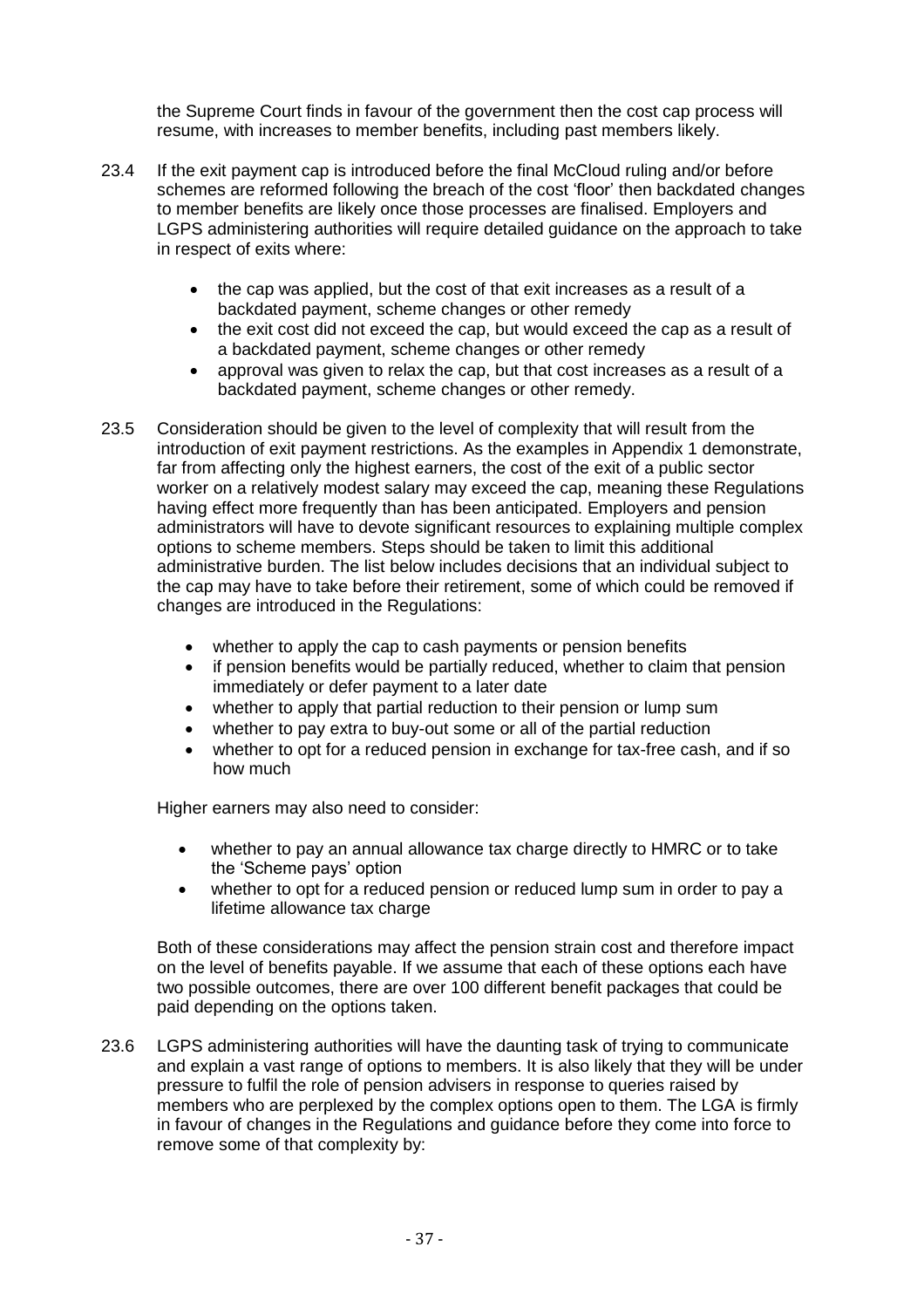the Supreme Court finds in favour of the government then the cost cap process will resume, with increases to member benefits, including past members likely.

23.4 If the exit payment cap is introduced before the final McCloud ruling and/or before schemes are reformed following the breach of the cost 'floor' then backdated changes to member benefits are likely once those processes are finalised. Employers and LGPS administering authorities will require detailed guidance on the approach to take in respect of exits where:

- the cap was applied, but the cost of that exit increases as a result of a backdated payment, scheme changes or other remedy
- the exit cost did not exceed the cap, but would exceed the cap as a result of a backdated payment, scheme changes or other remedy
- approval was given to relax the cap, but that cost increases as a result of a backdated payment, scheme changes or other remedy.

23.5 Consideration should be given to the level of complexity that will result from the introduction of exit payment restrictions. As the examples in Appendix 1 demonstrate, far from affecting only the highest earners, the cost of the exit of a public sector worker on a relatively modest salary may exceed the cap, meaning these Regulations having effect more frequently than has been anticipated. Employers and pension administrators will have to devote significant resources to explaining multiple complex options to scheme members. Steps should be taken to limit this additional administrative burden. The list below includes decisions that an individual subject to the cap may have to take before their retirement, some of which could be removed if changes are introduced in the Regulations:

- whether to apply the cap to cash payments or pension benefits
- if pension benefits would be partially reduced, whether to claim that pension immediately or defer payment to a later date
- whether to apply that partial reduction to their pension or lump sum
- whether to pay extra to buy-out some or all of the partial reduction
- whether to opt for a reduced pension in exchange for tax-free cash, and if so how much

Higher earners may also need to consider:

- whether to pay an annual allowance tax charge directly to HMRC or to take the 'Scheme pays' option
- whether to opt for a reduced pension or reduced lump sum in order to pay a lifetime allowance tax charge

Both of these considerations may affect the pension strain cost and therefore impact on the level of benefits payable. If we assume that each of these options each have two possible outcomes, there are over 100 different benefit packages that could be paid depending on the options taken.

23.6 LGPS administering authorities will have the daunting task of trying to communicate and explain a vast range of options to members. It is also likely that they will be under pressure to fulfil the role of pension advisers in response to queries raised by members who are perplexed by the complex options open to them. The LGA is firmly in favour of changes in the Regulations and guidance before they come into force to remove some of that complexity by: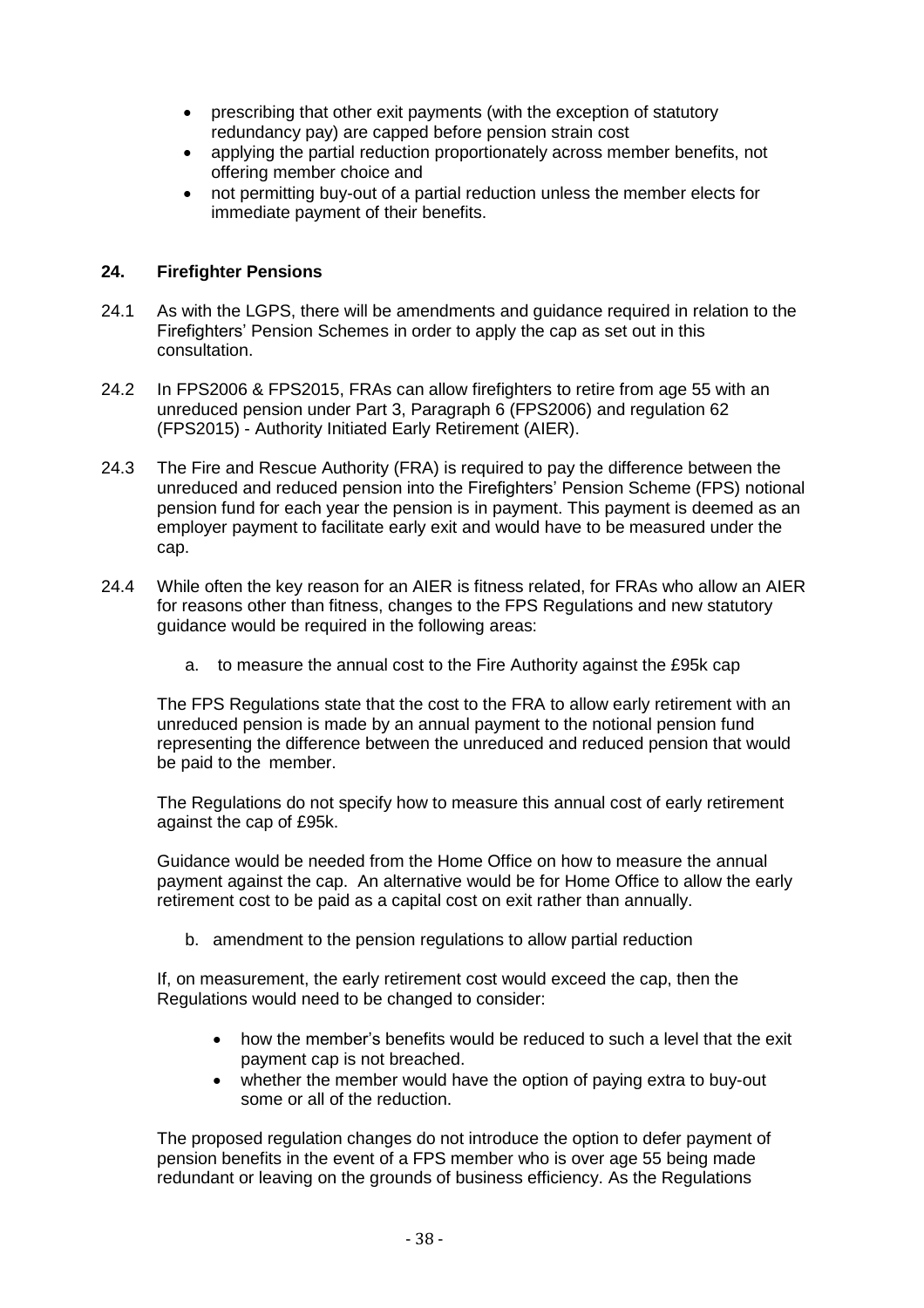- prescribing that other exit payments (with the exception of statutory redundancy pay) are capped before pension strain cost
- applying the partial reduction proportionately across member benefits, not offering member choice and
- not permitting buy-out of a partial reduction unless the member elects for immediate payment of their benefits.

## 24. Firefighter Pensions

24.1 As with the LGPS, there will be amendments and guidance required in relation to the Firefighters' Pension Schemes in order to apply the cap as set out in this consultation.

24.2 In FPS2006 & FPS2015, FRAs can allow firefighters to retire from age 55 with an unreduced pension under Part 3, Paragraph 6 (FPS2006) and regulation 62 (FPS2015) - Authority Initiated Early Retirement (AIER).

24.3 The Fire and Rescue Authority (FRA) is required to pay the difference between the unreduced and reduced pension into the Firefighters' Pension Scheme (FPS) notional pension fund for each year the pension is in payment. This payment is deemed as an employer payment to facilitate early exit and would have to be measured under the cap.

24.4 While often the key reason for an AIER is fitness related, for FRAs who allow an AIER for reasons other than fitness, changes to the FPS Regulations and new statutory guidance would be required in the following areas:

a. to measure the annual cost to the Fire Authority against the £95k cap

The FPS Regulations state that the cost to the FRA to allow early retirement with an unreduced pension is made by an annual payment to the notional pension fund representing the difference between the unreduced and reduced pension that would be paid to the member.

The Regulations do not specify how to measure this annual cost of early retirement against the cap of £95k.

Guidance would be needed from the Home Office on how to measure the annual payment against the cap. An alternative would be for Home Office to allow the early retirement cost to be paid as a capital cost on exit rather than annually.

b. amendment to the pension regulations to allow partial reduction

If, on measurement, the early retirement cost would exceed the cap, then the Regulations would need to be changed to consider:

- how the member's benefits would be reduced to such a level that the exit payment cap is not breached.
- whether the member would have the option of paying extra to buy-out some or all of the reduction.

The proposed regulation changes do not introduce the option to defer payment of pension benefits in the event of a FPS member who is over age 55 being made redundant or leaving on the grounds of business efficiency. As the Regulations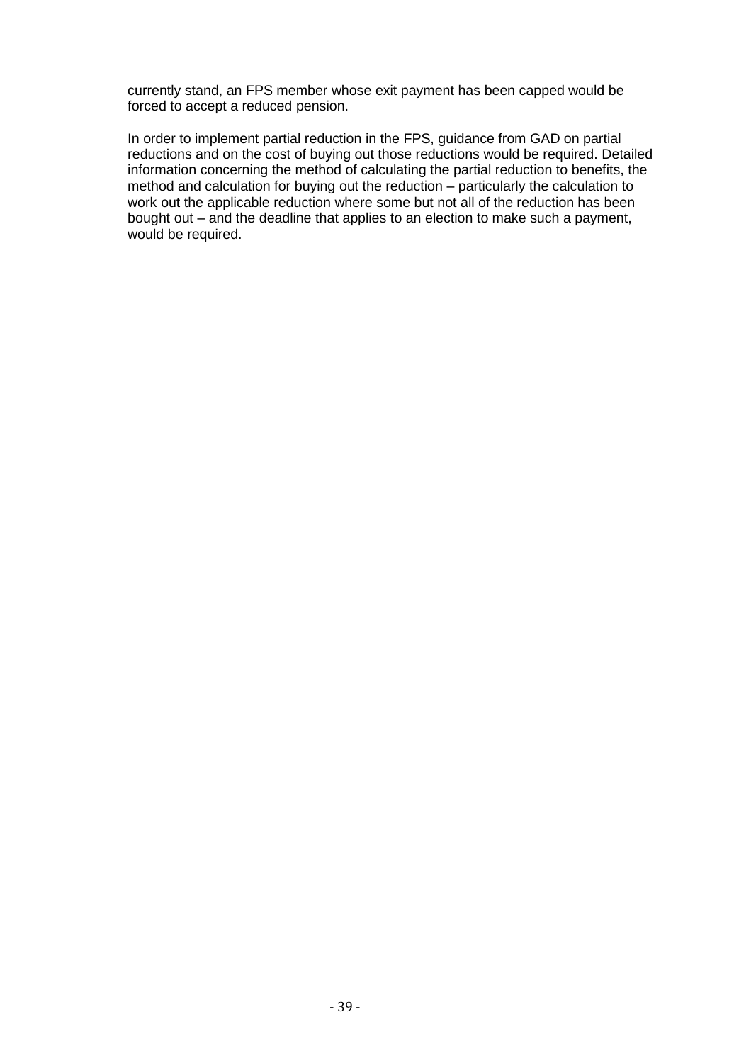currently stand, an FPS member whose exit payment has been capped would be forced to accept a reduced pension.

In order to implement partial reduction in the FPS, guidance from GAD on partial reductions and on the cost of buying out those reductions would be required. Detailed information concerning the method of calculating the partial reduction to benefits, the method and calculation for buying out the reduction – particularly the calculation to work out the applicable reduction where some but not all of the reduction has been bought out – and the deadline that applies to an election to make such a payment, would be required.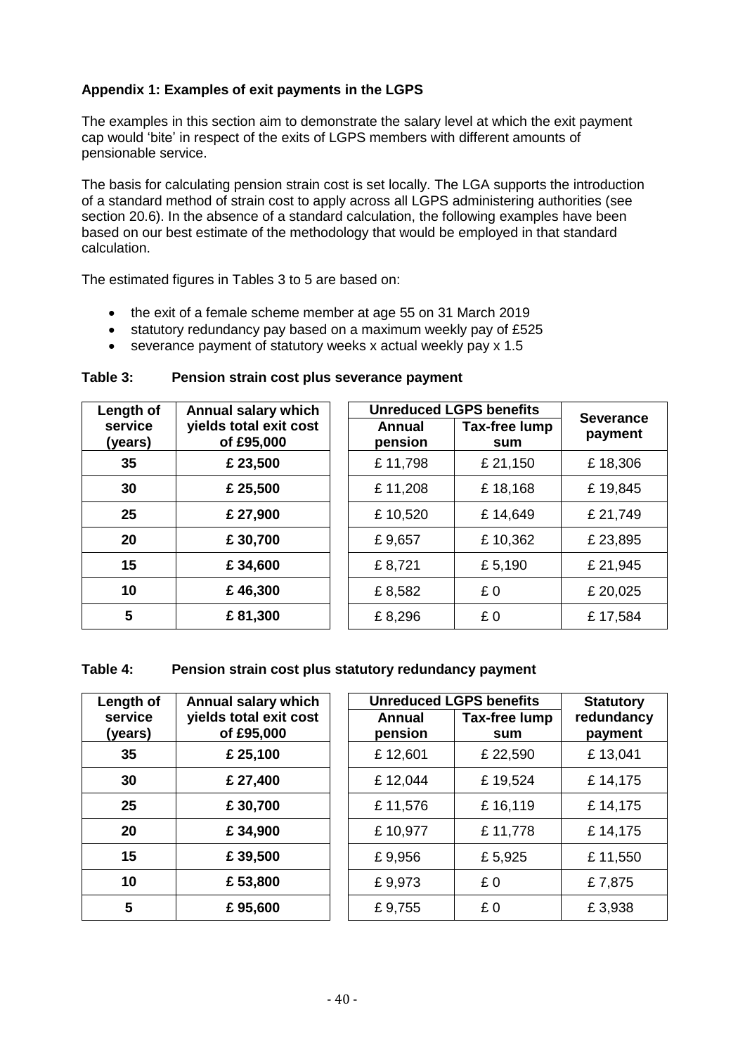### Appendix 1: Examples of exit payments in the LGPS

The examples in this section aim to demonstrate the salary level at which the exit payment cap would 'bite' in respect of the exits of LGPS members with different amounts of pensionable service.

The basis for calculating pension strain cost is set locally. The LGA supports the introduction of a standard method of strain cost to apply across all LGPS administering authorities (see section 20.6). In the absence of a standard calculation, the following examples have been based on our best estimate of the methodology that would be employed in that standard calculation.

The estimated figures in Tables 3 to 5 are based on:

- the exit of a female scheme member at age 55 on 31 March 2019
- statutory redundancy pay based on a maximum weekly pay of £525
- severance payment of statutory weeks x actual weekly pay x 1.5

**Table 3: Pension strain cost plus severance payment**

| Length of service (years) | Annual salary which yields total exit cost of £95,000 | Unreduced LGPS benefits | | Severance payment |
|---|---|---|---|---|
| | | Annual pension | Tax-free lump sum | |
| 35 | £ 23,500 | £ 11,798 | £ 21,150 | £ 18,306 |
| 30 | £ 25,500 | £ 11,208 | £ 18,168 | £ 19,845 |
| 25 | £ 27,900 | £ 10,520 | £ 14,649 | £ 21,749 |
| 20 | £ 30,700 | £ 9,657 | £ 10,362 | £ 23,895 |
| 15 | £ 34,600 | £ 8,721 | £ 5,190 | £ 21,945 |
| 10 | £ 46,300 | £ 8,582 | £ 0 | £ 20,025 |
| 5 | £ 81,300 | £ 8,296 | £ 0 | £ 17,584 |

**Table 4: Pension strain cost plus statutory redundancy payment**

| Length of service (years) | Annual salary which yields total exit cost of £95,000 | Unreduced LGPS benefits | | Statutory redundancy payment |
|---|---|---|---|---|
| | | Annual pension | Tax-free lump sum | |
| 35 | £ 25,100 | £ 12,601 | £ 22,590 | £ 13,041 |
| 30 | £ 27,400 | £ 12,044 | £ 19,524 | £ 14,175 |
| 25 | £ 30,700 | £ 11,576 | £ 16,119 | £ 14,175 |
| 20 | £ 34,900 | £ 10,977 | £ 11,778 | £ 14,175 |
| 15 | £ 39,500 | £ 9,956 | £ 5,925 | £ 11,550 |
| 10 | £ 53,800 | £ 9,973 | £ 0 | £ 7,875 |
| 5 | £ 95,600 | £ 9,755 | £ 0 | £ 3,938 |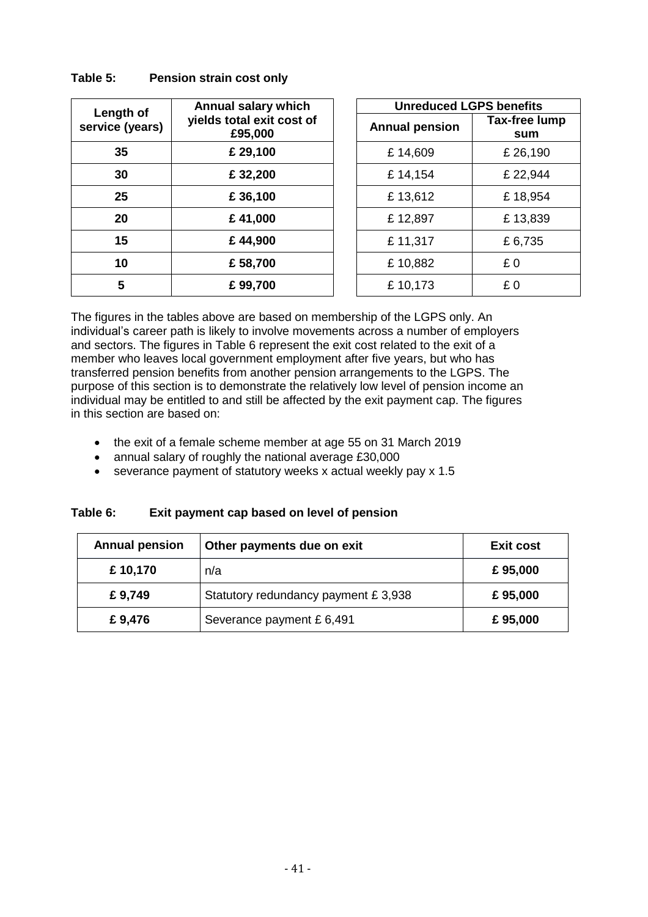**Table 5: Pension strain cost only**

| Length of service (years) | Annual salary which yields total exit cost of £95,000 | Unreduced LGPS benefits | |
|---|---|---|---|
| | | Annual pension | Tax-free lump sum |
| 35 | £ 29,100 | £ 14,609 | £ 26,190 |
| 30 | £ 32,200 | £ 14,154 | £ 22,944 |
| 25 | £ 36,100 | £ 13,612 | £ 18,954 |
| 20 | £ 41,000 | £ 12,897 | £ 13,839 |
| 15 | £ 44,900 | £ 11,317 | £ 6,735 |
| 10 | £ 58,700 | £ 10,882 | £ 0 |
| 5 | £ 99,700 | £ 10,173 | £ 0 |

The figures in the tables above are based on membership of the LGPS only. An individual's career path is likely to involve movements across a number of employers and sectors. The figures in Table 6 represent the exit cost related to the exit of a member who leaves local government employment after five years, but who has transferred pension benefits from another pension arrangements to the LGPS. The purpose of this section is to demonstrate the relatively low level of pension income an individual may be entitled to and still be affected by the exit payment cap. The figures in this section are based on:

- the exit of a female scheme member at age 55 on 31 March 2019
- annual salary of roughly the national average £30,000
- severance payment of statutory weeks x actual weekly pay x 1.5

**Table 6: Exit payment cap based on level of pension**

| Annual pension | Other payments due on exit | Exit cost |
|---|---|---|
| £ 10,170 | n/a | £ 95,000 |
| £ 9,749 | Statutory redundancy payment £ 3,938 | £ 95,000 |
| £ 9,476 | Severance payment £ 6,491 | £ 95,000 |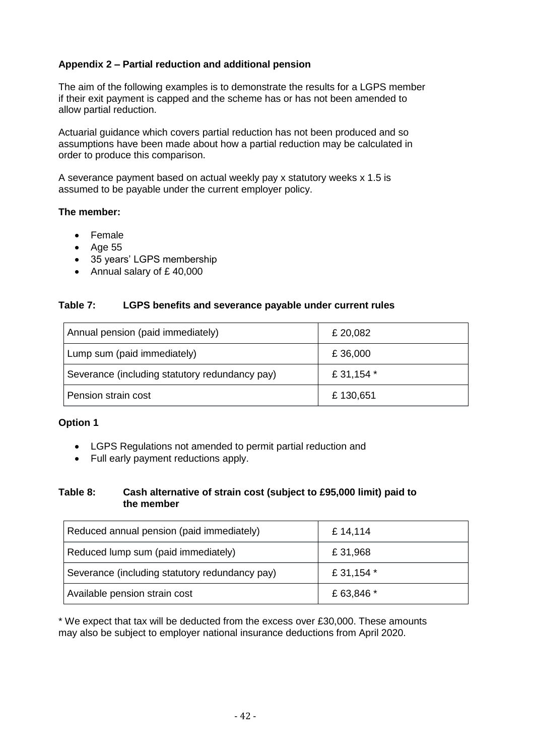### Appendix 2 – Partial reduction and additional pension

The aim of the following examples is to demonstrate the results for a LGPS member if their exit payment is capped and the scheme has or has not been amended to allow partial reduction.

Actuarial guidance which covers partial reduction has not been produced and so assumptions have been made about how a partial reduction may be calculated in order to produce this comparison.

A severance payment based on actual weekly pay x statutory weeks x 1.5 is assumed to be payable under the current employer policy.

**The member:**

- Female
- Age 55
- 35 years' LGPS membership
- Annual salary of £ 40,000

**Table 7: LGPS benefits and severance payable under current rules**

| | |
|---|---|
| Annual pension (paid immediately) | £ 20,082 |
| Lump sum (paid immediately) | £ 36,000 |
| Severance (including statutory redundancy pay) | £ 31,154 * |
| Pension strain cost | £ 130,651 |

**Option 1**

- LGPS Regulations not amended to permit partial reduction and
- Full early payment reductions apply.

**Table 8: Cash alternative of strain cost (subject to £95,000 limit) paid to the member**

| | |
|---|---|
| Reduced annual pension (paid immediately) | £ 14,114 |
| Reduced lump sum (paid immediately) | £ 31,968 |
| Severance (including statutory redundancy pay) | £ 31,154 * |
| Available pension strain cost | £ 63,846 * |

* We expect that tax will be deducted from the excess over £30,000. These amounts may also be subject to employer national insurance deductions from April 2020.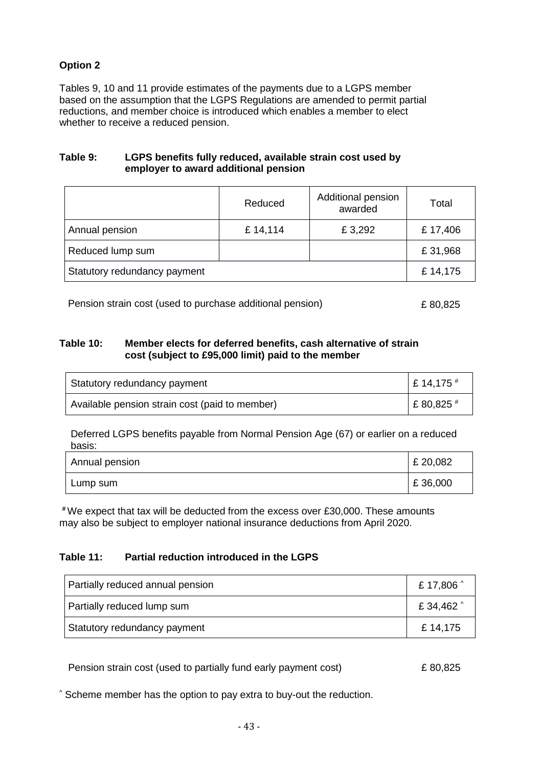**Option 2**

Tables 9, 10 and 11 provide estimates of the payments due to a LGPS member based on the assumption that the LGPS Regulations are amended to permit partial reductions, and member choice is introduced which enables a member to elect whether to receive a reduced pension.

**Table 9: LGPS benefits fully reduced, available strain cost used by employer to award additional pension**

| | Reduced | Additional pension awarded | Total |
|---|---|---|---|
| Annual pension | £ 14,114 | £ 3,292 | £ 17,406 |
| Reduced lump sum | | | £ 31,968 |
| Statutory redundancy payment | | | £ 14,175 |

Pension strain cost (used to purchase additional pension) £ 80,825

**Table 10: Member elects for deferred benefits, cash alternative of strain cost (subject to £95,000 limit) paid to the member**

| | |
|---|---|
| Statutory redundancy payment | £ 14,175 # |
| Available pension strain cost (paid to member) | £ 80,825 # |

Deferred LGPS benefits payable from Normal Pension Age (67) or earlier on a reduced basis:

| | |
|---|---|
| Annual pension | £ 20,082 |
| Lump sum | £ 36,000 |

# We expect that tax will be deducted from the excess over £30,000. These amounts may also be subject to employer national insurance deductions from April 2020.

**Table 11: Partial reduction introduced in the LGPS**

| | |
|---|---|
| Partially reduced annual pension | £ 17,806 ^ |
| Partially reduced lump sum | £ 34,462 ^ |
| Statutory redundancy payment | £ 14,175 |

Pension strain cost (used to partially fund early payment cost) £ 80,825

^ Scheme member has the option to pay extra to buy-out the reduction.